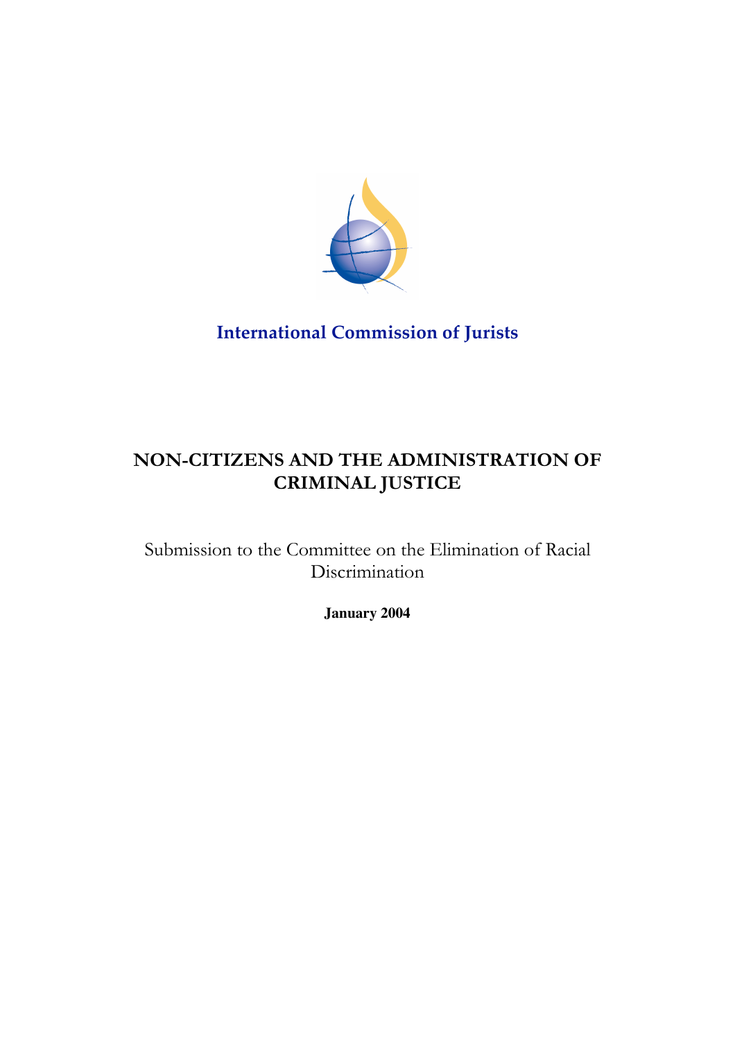**International Commission of Jurists**

# NON-CITIZENS AND THE ADMINISTRATION OF CRIMINAL JUSTICE

Submission to the Committee on the Elimination of Racial Discrimination

**January 2004**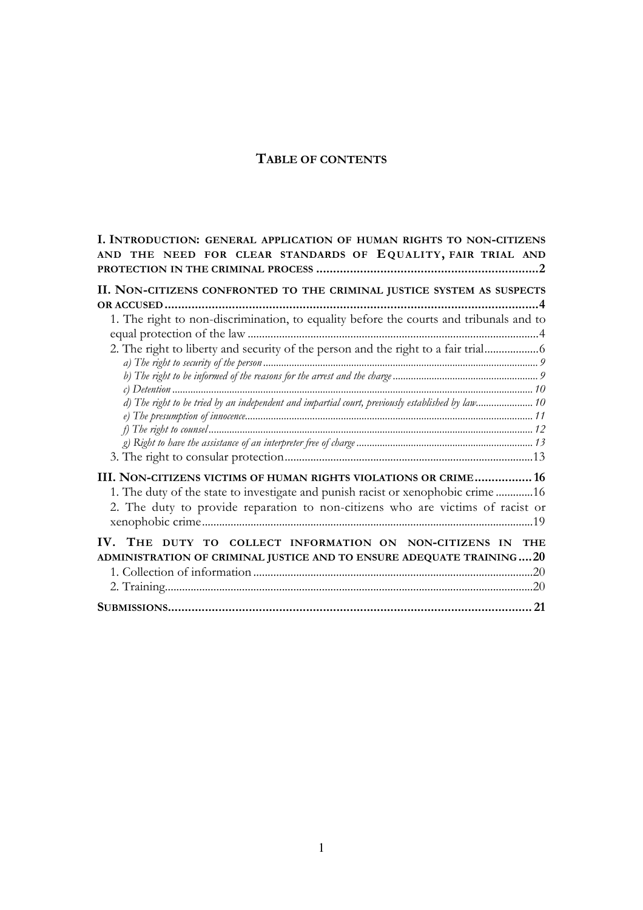# TABLE OF CONTENTS

**I. INTRODUCTION: GENERAL APPLICATION OF HUMAN RIGHTS TO NON-CITIZENS AND THE NEED FOR CLEAR STANDARDS OF EQUALITY, FAIR TRIAL AND PROTECTION IN THE CRIMINAL PROCESS** ..... 2

**II. NON-CITIZENS CONFRONTED TO THE CRIMINAL JUSTICE SYSTEM AS SUSPECTS OR ACCUSED** ..... 4

1. The right to non-discrimination, to equality before the courts and tribunals and to equal protection of the law ..... 4
2. The right to liberty and security of the person and the right to a fair trial ..... 6
   - *a) The right to security of the person* ..... 9
   - *b) The right to be informed of the reasons for the arrest and the charge* ..... 9
   - *c) Detention* ..... 10
   - *d) The right to be tried by an independent and impartial court, previously established by law* ..... 10
   - *e) The presumption of innocence* ..... 11
   - *f) The right to counsel* ..... 12
   - *g) Right to have the assistance of an interpreter free of charge* ..... 13
3. The right to consular protection ..... 13

**III. NON-CITIZENS VICTIMS OF HUMAN RIGHTS VIOLATIONS OR CRIME** ..... 16

1. The duty of the state to investigate and punish racist or xenophobic crime ..... 16
2. The duty to provide reparation to non-citizens who are victims of racist or xenophobic crime ..... 19

**IV. THE DUTY TO COLLECT INFORMATION ON NON-CITIZENS IN THE ADMINISTRATION OF CRIMINAL JUSTICE AND TO ENSURE ADEQUATE TRAINING** ..... 20

1. Collection of information ..... 20
2. Training ..... 20

**SUBMISSIONS** ..... 21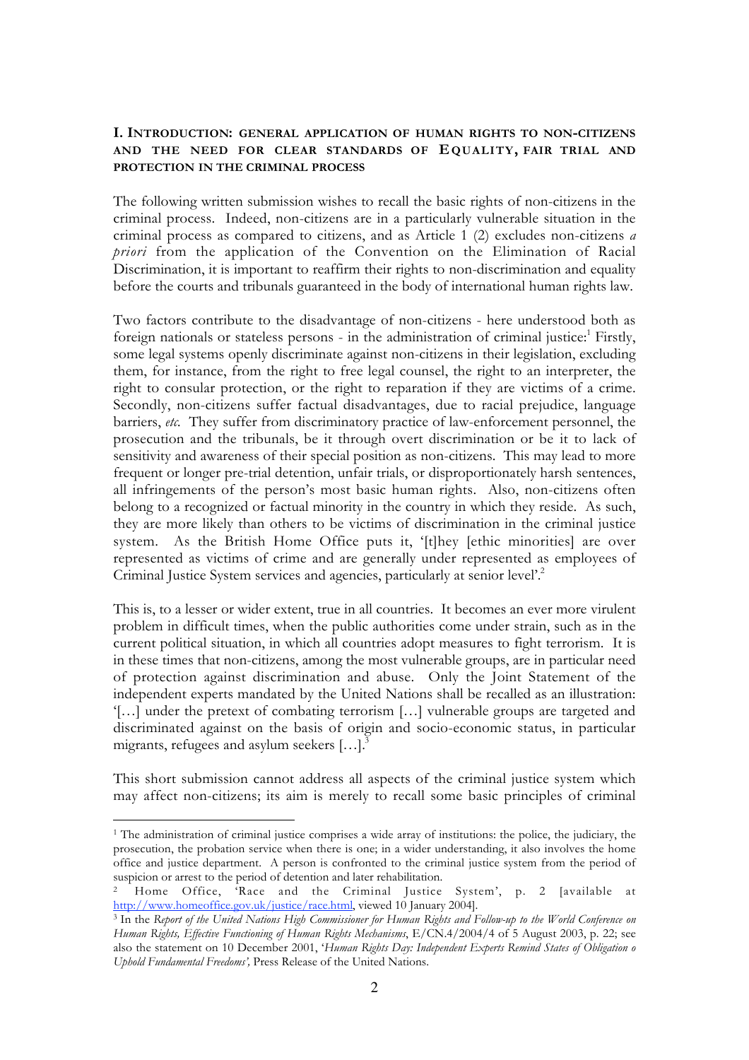## I. INTRODUCTION: GENERAL APPLICATION OF HUMAN RIGHTS TO NON-CITIZENS AND THE NEED FOR CLEAR STANDARDS OF EQUALITY, FAIR TRIAL AND PROTECTION IN THE CRIMINAL PROCESS

The following written submission wishes to recall the basic rights of non-citizens in the criminal process. Indeed, non-citizens are in a particularly vulnerable situation in the criminal process as compared to citizens, and as Article 1 (2) excludes non-citizens *a priori* from the application of the Convention on the Elimination of Racial Discrimination, it is important to reaffirm their rights to non-discrimination and equality before the courts and tribunals guaranteed in the body of international human rights law.

Two factors contribute to the disadvantage of non-citizens - here understood both as foreign nationals or stateless persons - in the administration of criminal justice:[1] Firstly, some legal systems openly discriminate against non-citizens in their legislation, excluding them, for instance, from the right to free legal counsel, the right to an interpreter, the right to consular protection, or the right to reparation if they are victims of a crime. Secondly, non-citizens suffer factual disadvantages, due to racial prejudice, language barriers, *etc.* They suffer from discriminatory practice of law-enforcement personnel, the prosecution and the tribunals, be it through overt discrimination or be it to lack of sensitivity and awareness of their special position as non-citizens. This may lead to more frequent or longer pre-trial detention, unfair trials, or disproportionately harsh sentences, all infringements of the person's most basic human rights. Also, non-citizens often belong to a recognized or factual minority in the country in which they reside. As such, they are more likely than others to be victims of discrimination in the criminal justice system. As the British Home Office puts it, '[t]hey [ethic minorities] are over represented as victims of crime and are generally under represented as employees of Criminal Justice System services and agencies, particularly at senior level'.[2]

This is, to a lesser or wider extent, true in all countries. It becomes an ever more virulent problem in difficult times, when the public authorities come under strain, such as in the current political situation, in which all countries adopt measures to fight terrorism. It is in these times that non-citizens, among the most vulnerable groups, are in particular need of protection against discrimination and abuse. Only the Joint Statement of the independent experts mandated by the United Nations shall be recalled as an illustration: '[…] under the pretext of combating terrorism […] vulnerable groups are targeted and discriminated against on the basis of origin and socio-economic status, in particular migrants, refugees and asylum seekers […].[3]

This short submission cannot address all aspects of the criminal justice system which may affect non-citizens; its aim is merely to recall some basic principles of criminal

---

[1] The administration of criminal justice comprises a wide array of institutions: the police, the judiciary, the prosecution, the probation service when there is one; in a wider understanding, it also involves the home office and justice department. A person is confronted to the criminal justice system from the period of suspicion or arrest to the period of detention and later rehabilitation.

[2] Home Office, 'Race and the Criminal Justice System', p. 2 [available at http://www.homeoffice.gov.uk/justice/race.html, viewed 10 January 2004].

[3] In the *Report of the United Nations High Commissioner for Human Rights and Follow-up to the World Conference on Human Rights, Effective Functioning of Human Rights Mechanisms*, E/CN.4/2004/4 of 5 August 2003, p. 22; see also the statement on 10 December 2001, '*Human Rights Day: Independent Experts Remind States of Obligation o Uphold Fundamental Freedoms',* Press Release of the United Nations.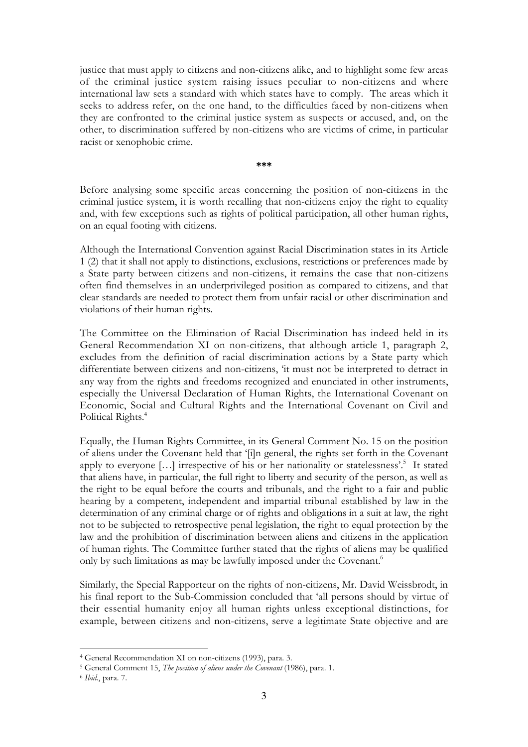justice that must apply to citizens and non-citizens alike, and to highlight some few areas of the criminal justice system raising issues peculiar to non-citizens and where international law sets a standard with which states have to comply. The areas which it seeks to address refer, on the one hand, to the difficulties faced by non-citizens when they are confronted to the criminal justice system as suspects or accused, and, on the other, to discrimination suffered by non-citizens who are victims of crime, in particular racist or xenophobic crime.

***

Before analysing some specific areas concerning the position of non-citizens in the criminal justice system, it is worth recalling that non-citizens enjoy the right to equality and, with few exceptions such as rights of political participation, all other human rights, on an equal footing with citizens.

Although the International Convention against Racial Discrimination states in its Article 1 (2) that it shall not apply to distinctions, exclusions, restrictions or preferences made by a State party between citizens and non-citizens, it remains the case that non-citizens often find themselves in an underprivileged position as compared to citizens, and that clear standards are needed to protect them from unfair racial or other discrimination and violations of their human rights.

The Committee on the Elimination of Racial Discrimination has indeed held in its General Recommendation XI on non-citizens, that although article 1, paragraph 2, excludes from the definition of racial discrimination actions by a State party which differentiate between citizens and non-citizens, 'it must not be interpreted to detract in any way from the rights and freedoms recognized and enunciated in other instruments, especially the Universal Declaration of Human Rights, the International Covenant on Economic, Social and Cultural Rights and the International Covenant on Civil and Political Rights.[4]

Equally, the Human Rights Committee, in its General Comment No. 15 on the position of aliens under the Covenant held that '[i]n general, the rights set forth in the Covenant apply to everyone […] irrespective of his or her nationality or statelessness'.[5] It stated that aliens have, in particular, the full right to liberty and security of the person, as well as the right to be equal before the courts and tribunals, and the right to a fair and public hearing by a competent, independent and impartial tribunal established by law in the determination of any criminal charge or of rights and obligations in a suit at law, the right not to be subjected to retrospective penal legislation, the right to equal protection by the law and the prohibition of discrimination between aliens and citizens in the application of human rights. The Committee further stated that the rights of aliens may be qualified only by such limitations as may be lawfully imposed under the Covenant.[6]

Similarly, the Special Rapporteur on the rights of non-citizens, Mr. David Weissbrodt, in his final report to the Sub-Commission concluded that 'all persons should by virtue of their essential humanity enjoy all human rights unless exceptional distinctions, for example, between citizens and non-citizens, serve a legitimate State objective and are

---

[4] General Recommendation XI on non-citizens (1993), para. 3.

[5] General Comment 15, *The position of aliens under the Covenant* (1986), para. 1.

[6] *Ibid.*, para. 7.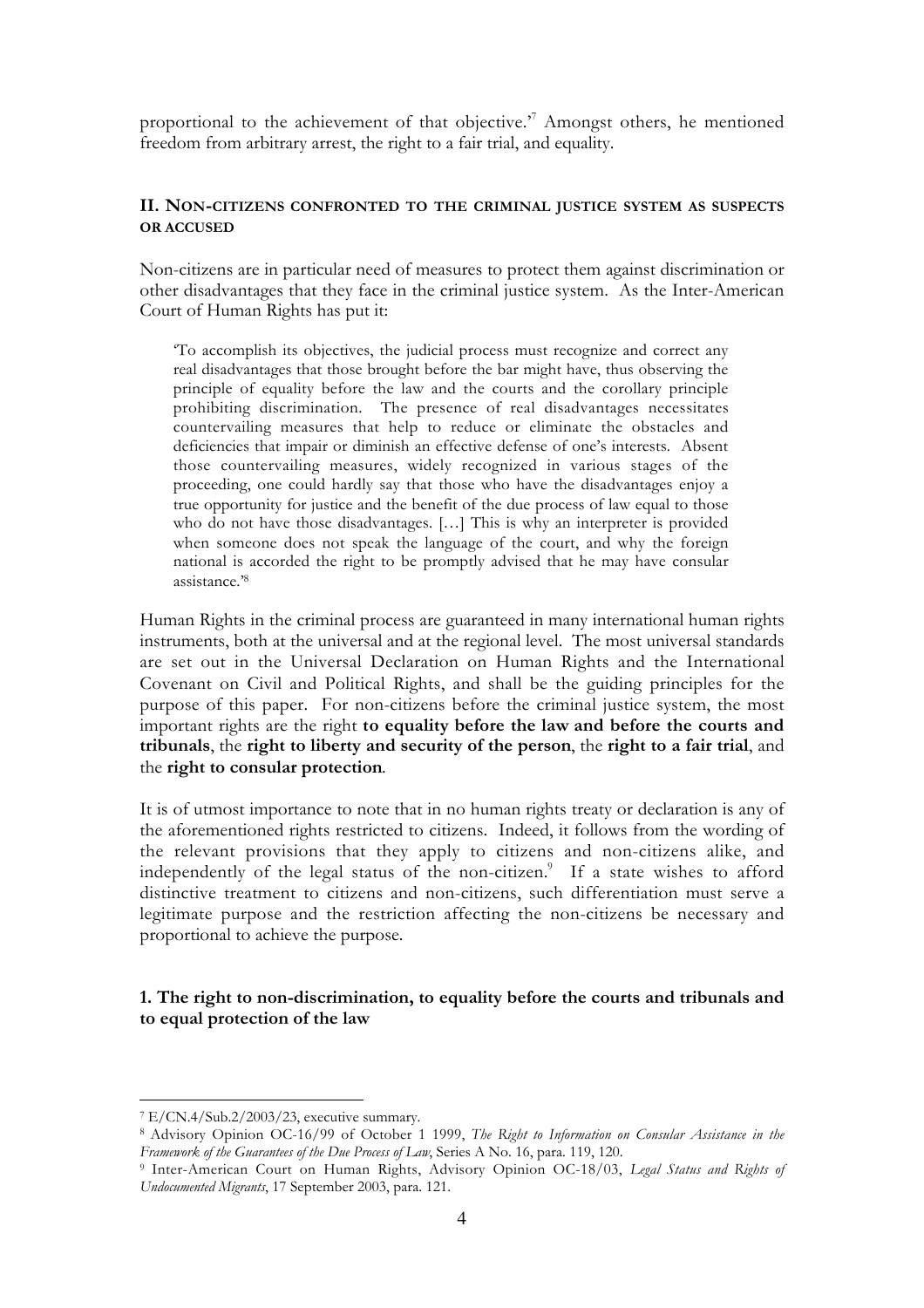proportional to the achievement of that objective.'[7] Amongst others, he mentioned freedom from arbitrary arrest, the right to a fair trial, and equality.

## II. Non-citizens confronted to the criminal justice system as suspects or accused

Non-citizens are in particular need of measures to protect them against discrimination or other disadvantages that they face in the criminal justice system. As the Inter-American Court of Human Rights has put it:

> 'To accomplish its objectives, the judicial process must recognize and correct any real disadvantages that those brought before the bar might have, thus observing the principle of equality before the law and the courts and the corollary principle prohibiting discrimination. The presence of real disadvantages necessitates countervailing measures that help to reduce or eliminate the obstacles and deficiencies that impair or diminish an effective defense of one's interests. Absent those countervailing measures, widely recognized in various stages of the proceeding, one could hardly say that those who have the disadvantages enjoy a true opportunity for justice and the benefit of the due process of law equal to those who do not have those disadvantages. […] This is why an interpreter is provided when someone does not speak the language of the court, and why the foreign national is accorded the right to be promptly advised that he may have consular assistance.'[8]

Human Rights in the criminal process are guaranteed in many international human rights instruments, both at the universal and at the regional level. The most universal standards are set out in the Universal Declaration on Human Rights and the International Covenant on Civil and Political Rights, and shall be the guiding principles for the purpose of this paper. For non-citizens before the criminal justice system, the most important rights are the right **to equality before the law and before the courts and tribunals**, the **right to liberty and security of the person**, the **right to a fair trial**, and the **right to consular protection**.

It is of utmost importance to note that in no human rights treaty or declaration is any of the aforementioned rights restricted to citizens. Indeed, it follows from the wording of the relevant provisions that they apply to citizens and non-citizens alike, and independently of the legal status of the non-citizen.[9] If a state wishes to afford distinctive treatment to citizens and non-citizens, such differentiation must serve a legitimate purpose and the restriction affecting the non-citizens be necessary and proportional to achieve the purpose.

### 1. The right to non-discrimination, to equality before the courts and tribunals and to equal protection of the law

---

[7] E/CN.4/Sub.2/2003/23, executive summary.

[8] Advisory Opinion OC-16/99 of October 1 1999, *The Right to Information on Consular Assistance in the Framework of the Guarantees of the Due Process of Law*, Series A No. 16, para. 119, 120.

[9] Inter-American Court on Human Rights, Advisory Opinion OC-18/03, *Legal Status and Rights of Undocumented Migrants*, 17 September 2003, para. 121.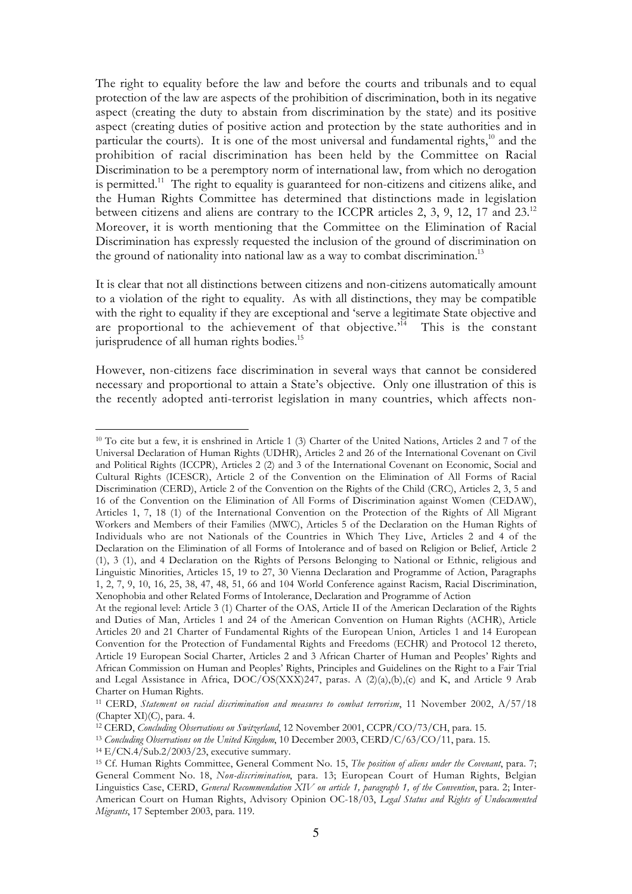The right to equality before the law and before the courts and tribunals and to equal protection of the law are aspects of the prohibition of discrimination, both in its negative aspect (creating the duty to abstain from discrimination by the state) and its positive aspect (creating duties of positive action and protection by the state authorities and in particular the courts). It is one of the most universal and fundamental rights,[10] and the prohibition of racial discrimination has been held by the Committee on Racial Discrimination to be a peremptory norm of international law, from which no derogation is permitted.[11] The right to equality is guaranteed for non-citizens and citizens alike, and the Human Rights Committee has determined that distinctions made in legislation between citizens and aliens are contrary to the ICCPR articles 2, 3, 9, 12, 17 and 23.[12] Moreover, it is worth mentioning that the Committee on the Elimination of Racial Discrimination has expressly requested the inclusion of the ground of discrimination on the ground of nationality into national law as a way to combat discrimination.[13]

It is clear that not all distinctions between citizens and non-citizens automatically amount to a violation of the right to equality. As with all distinctions, they may be compatible with the right to equality if they are exceptional and 'serve a legitimate State objective and are proportional to the achievement of that objective.'[14] This is the constant jurisprudence of all human rights bodies.[15]

However, non-citizens face discrimination in several ways that cannot be considered necessary and proportional to attain a State's objective. Only one illustration of this is the recently adopted anti-terrorist legislation in many countries, which affects non-

---

[10] To cite but a few, it is enshrined in Article 1 (3) Charter of the United Nations, Articles 2 and 7 of the Universal Declaration of Human Rights (UDHR), Articles 2 and 26 of the International Covenant on Civil and Political Rights (ICCPR), Articles 2 (2) and 3 of the International Covenant on Economic, Social and Cultural Rights (ICESCR), Article 2 of the Convention on the Elimination of All Forms of Racial Discrimination (CERD), Article 2 of the Convention on the Rights of the Child (CRC), Articles 2, 3, 5 and 16 of the Convention on the Elimination of All Forms of Discrimination against Women (CEDAW), Articles 1, 7, 18 (1) of the International Convention on the Protection of the Rights of All Migrant Workers and Members of their Families (MWC), Articles 5 of the Declaration on the Human Rights of Individuals who are not Nationals of the Countries in Which They Live, Articles 2 and 4 of the Declaration on the Elimination of all Forms of Intolerance and of based on Religion or Belief, Article 2 (1), 3 (1), and 4 Declaration on the Rights of Persons Belonging to National or Ethnic, religious and Linguistic Minorities, Articles 15, 19 to 27, 30 Vienna Declaration and Programme of Action, Paragraphs 1, 2, 7, 9, 10, 16, 25, 38, 47, 48, 51, 66 and 104 World Conference against Racism, Racial Discrimination, Xenophobia and other Related Forms of Intolerance, Declaration and Programme of Action

At the regional level: Article 3 (1) Charter of the OAS, Article II of the American Declaration of the Rights and Duties of Man, Articles 1 and 24 of the American Convention on Human Rights (ACHR), Article Articles 20 and 21 Charter of Fundamental Rights of the European Union, Articles 1 and 14 European Convention for the Protection of Fundamental Rights and Freedoms (ECHR) and Protocol 12 thereto, Article 19 European Social Charter, Articles 2 and 3 African Charter of Human and Peoples' Rights and African Commission on Human and Peoples' Rights, Principles and Guidelines on the Right to a Fair Trial and Legal Assistance in Africa, DOC/OS(XXX)247, paras. A (2)(a),(b),(c) and K, and Article 9 Arab Charter on Human Rights.

[11] CERD, *Statement on racial discrimination and measures to combat terrorism*, 11 November 2002, A/57/18 (Chapter XI)(C), para. 4.

[12] CERD, *Concluding Observations on Switzerland*, 12 November 2001, CCPR/CO/73/CH, para. 15.

[13] *Concluding Observations on the United Kingdom*, 10 December 2003, CERD/C/63/CO/11, para. 15.

[14] E/CN.4/Sub.2/2003/23, executive summary.

[15] Cf. Human Rights Committee, General Comment No. 15, *The position of aliens under the Covenant*, para. 7; General Comment No. 18, *Non-discrimination*, para. 13; European Court of Human Rights, Belgian Linguistics Case, CERD, *General Recommendation XIV on article 1, paragraph 1, of the Convention*, para. 2; Inter-American Court on Human Rights, Advisory Opinion OC-18/03, *Legal Status and Rights of Undocumented Migrants*, 17 September 2003, para. 119.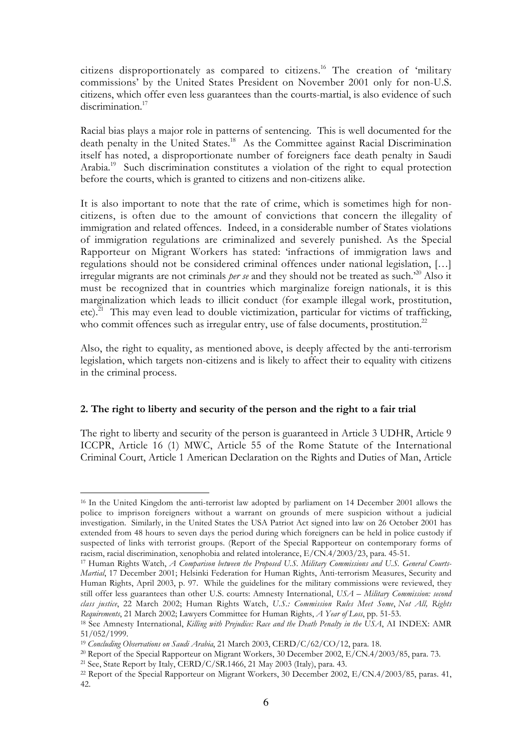citizens disproportionately as compared to citizens.[16] The creation of 'military commissions' by the United States President on November 2001 only for non-U.S. citizens, which offer even less guarantees than the courts-martial, is also evidence of such discrimination.[17]

Racial bias plays a major role in patterns of sentencing. This is well documented for the death penalty in the United States.[18] As the Committee against Racial Discrimination itself has noted, a disproportionate number of foreigners face death penalty in Saudi Arabia.[19] Such discrimination constitutes a violation of the right to equal protection before the courts, which is granted to citizens and non-citizens alike.

It is also important to note that the rate of crime, which is sometimes high for non-citizens, is often due to the amount of convictions that concern the illegality of immigration and related offences. Indeed, in a considerable number of States violations of immigration regulations are criminalized and severely punished. As the Special Rapporteur on Migrant Workers has stated: 'infractions of immigration laws and regulations should not be considered criminal offences under national legislation, […] irregular migrants are not criminals *per se* and they should not be treated as such.'[20] Also it must be recognized that in countries which marginalize foreign nationals, it is this marginalization which leads to illicit conduct (for example illegal work, prostitution, etc).[21] This may even lead to double victimization, particular for victims of trafficking, who commit offences such as irregular entry, use of false documents, prostitution.[22]

Also, the right to equality, as mentioned above, is deeply affected by the anti-terrorism legislation, which targets non-citizens and is likely to affect their to equality with citizens in the criminal process.

### 2. The right to liberty and security of the person and the right to a fair trial

The right to liberty and security of the person is guaranteed in Article 3 UDHR, Article 9 ICCPR, Article 16 (1) MWC, Article 55 of the Rome Statute of the International Criminal Court, Article 1 American Declaration on the Rights and Duties of Man, Article

---

[16] In the United Kingdom the anti-terrorist law adopted by parliament on 14 December 2001 allows the police to imprison foreigners without a warrant on grounds of mere suspicion without a judicial investigation. Similarly, in the United States the USA Patriot Act signed into law on 26 October 2001 has extended from 48 hours to seven days the period during which foreigners can be held in police custody if suspected of links with terrorist groups. (Report of the Special Rapporteur on contemporary forms of racism, racial discrimination, xenophobia and related intolerance, E/CN.4/2003/23, para. 45-51.

[17] Human Rights Watch, *A Comparison between the Proposed U.S. Military Commissions and U.S. General Courts-Martial*, 17 December 2001; Helsinki Federation for Human Rights, Anti-terrorism Measures, Security and Human Rights, April 2003, p. 97. While the guidelines for the military commissions were reviewed, they still offer less guarantees than other U.S. courts: Amnesty International, *USA – Military Commission: second class justice*, 22 March 2002; Human Rights Watch, *U.S.: Commission Rules Meet Some, Not All, Rights Requirements*, 21 March 2002; Lawyers Committee for Human Rights, *A Year of Loss*, pp. 51-53.

[18] See Amnesty International, *Killing with Prejudice: Race and the Death Penalty in the USA*, AI INDEX: AMR 51/052/1999.

[19] *Concluding Observations on Saudi Arabia*, 21 March 2003, CERD/C/62/CO/12, para. 18.

[20] Report of the Special Rapporteur on Migrant Workers, 30 December 2002, E/CN.4/2003/85, para. 73.

[21] See, State Report by Italy, CERD/C/SR.1466, 21 May 2003 (Italy), para. 43.

[22] Report of the Special Rapporteur on Migrant Workers, 30 December 2002, E/CN.4/2003/85, paras. 41, 42.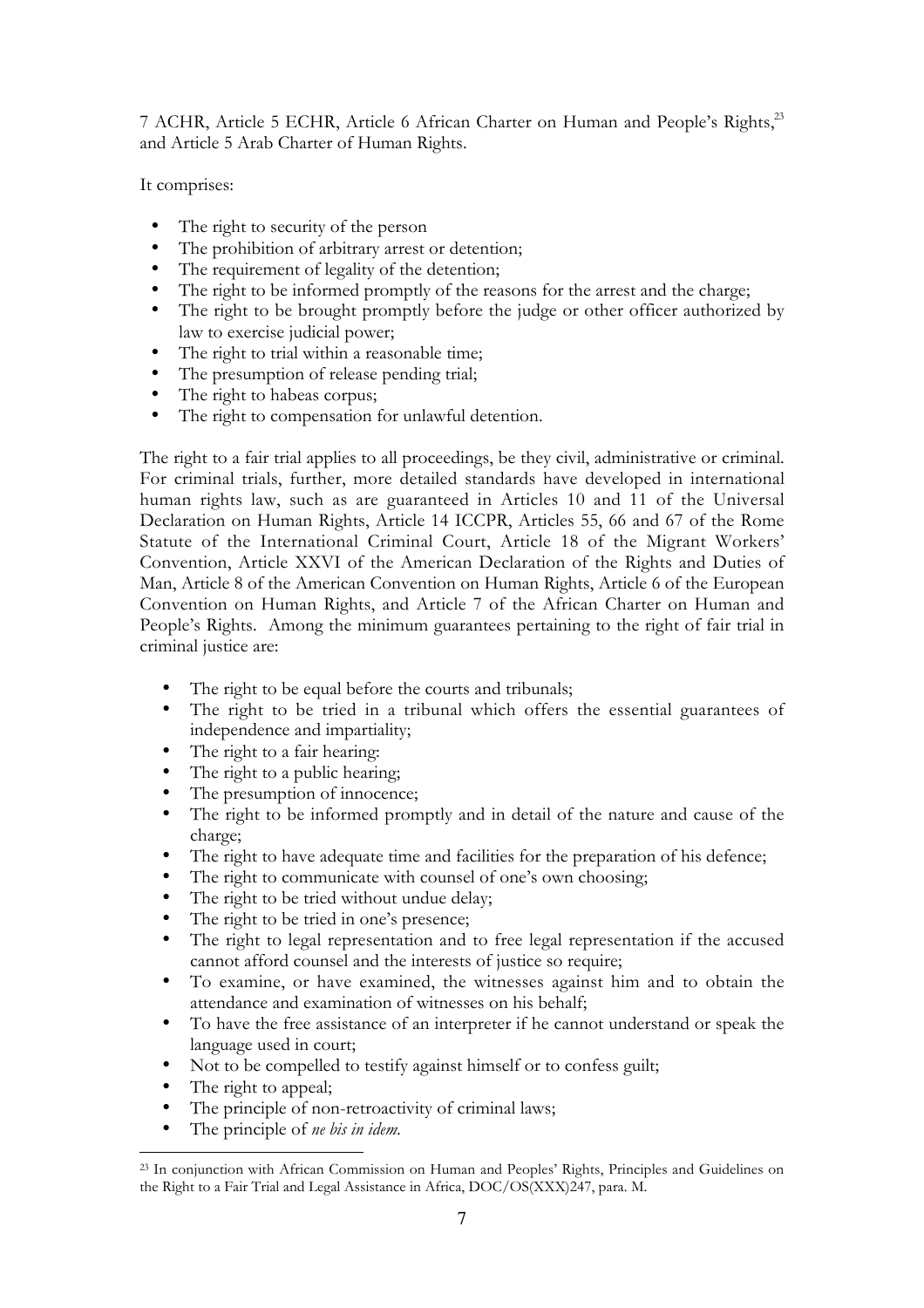7 ACHR, Article 5 ECHR, Article 6 African Charter on Human and People's Rights,[23] and Article 5 Arab Charter of Human Rights.

It comprises:

- The right to security of the person
- The prohibition of arbitrary arrest or detention;
- The requirement of legality of the detention;
- The right to be informed promptly of the reasons for the arrest and the charge;
- The right to be brought promptly before the judge or other officer authorized by law to exercise judicial power;
- The right to trial within a reasonable time;
- The presumption of release pending trial;
- The right to habeas corpus;
- The right to compensation for unlawful detention.

The right to a fair trial applies to all proceedings, be they civil, administrative or criminal. For criminal trials, further, more detailed standards have developed in international human rights law, such as are guaranteed in Articles 10 and 11 of the Universal Declaration on Human Rights, Article 14 ICCPR, Articles 55, 66 and 67 of the Rome Statute of the International Criminal Court, Article 18 of the Migrant Workers' Convention, Article XXVI of the American Declaration of the Rights and Duties of Man, Article 8 of the American Convention on Human Rights, Article 6 of the European Convention on Human Rights, and Article 7 of the African Charter on Human and People's Rights. Among the minimum guarantees pertaining to the right of fair trial in criminal justice are:

- The right to be equal before the courts and tribunals;
- The right to be tried in a tribunal which offers the essential guarantees of independence and impartiality;
- The right to a fair hearing:
- The right to a public hearing;
- The presumption of innocence;
- The right to be informed promptly and in detail of the nature and cause of the charge;
- The right to have adequate time and facilities for the preparation of his defence;
- The right to communicate with counsel of one's own choosing;
- The right to be tried without undue delay;
- The right to be tried in one's presence;
- The right to legal representation and to free legal representation if the accused cannot afford counsel and the interests of justice so require;
- To examine, or have examined, the witnesses against him and to obtain the attendance and examination of witnesses on his behalf;
- To have the free assistance of an interpreter if he cannot understand or speak the language used in court;
- Not to be compelled to testify against himself or to confess guilt;
- The right to appeal;
- The principle of non-retroactivity of criminal laws;
- The principle of *ne bis in idem*.

---

[23] In conjunction with African Commission on Human and Peoples' Rights, Principles and Guidelines on the Right to a Fair Trial and Legal Assistance in Africa, DOC/OS(XXX)247, para. M.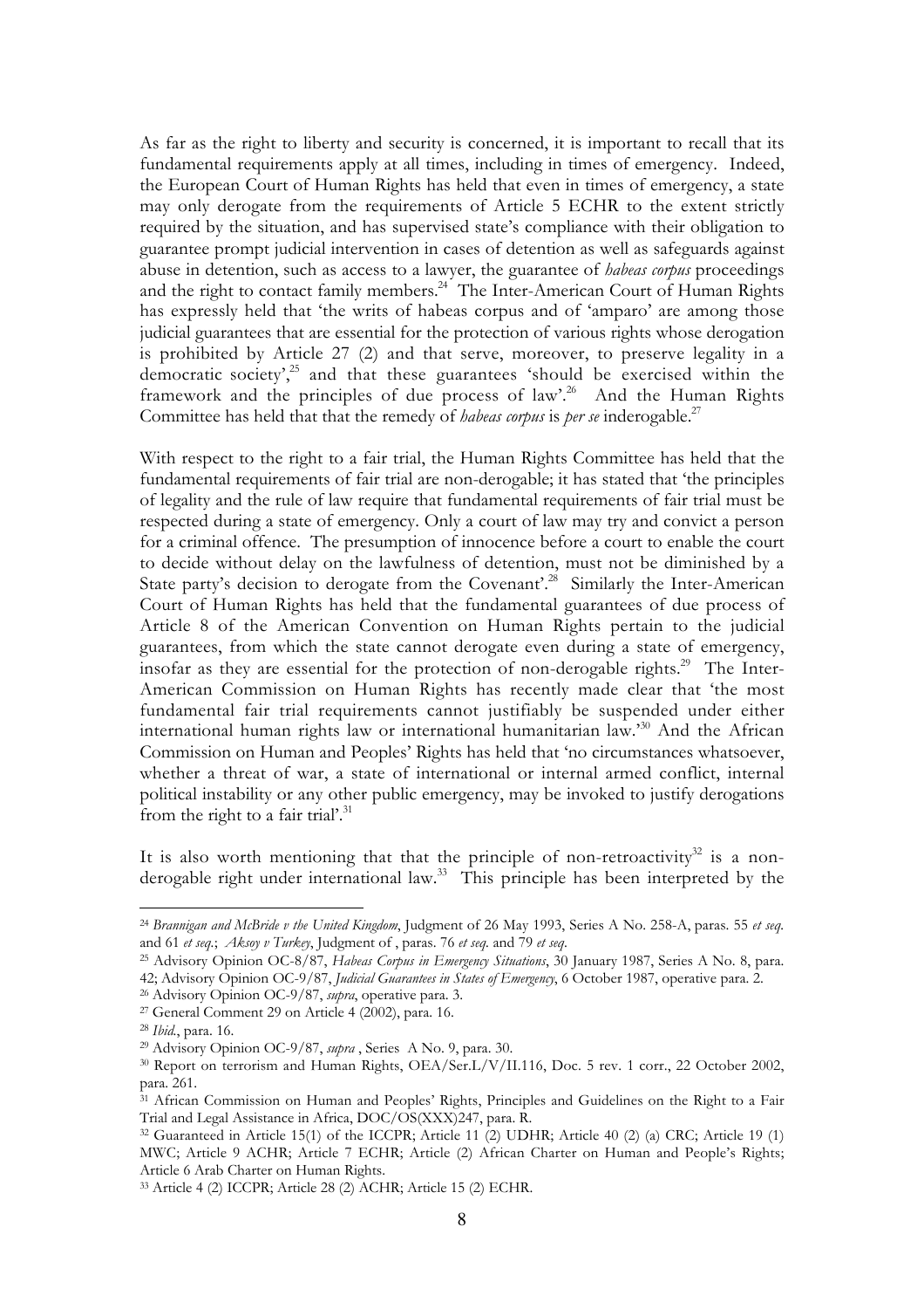As far as the right to liberty and security is concerned, it is important to recall that its fundamental requirements apply at all times, including in times of emergency. Indeed, the European Court of Human Rights has held that even in times of emergency, a state may only derogate from the requirements of Article 5 ECHR to the extent strictly required by the situation, and has supervised state's compliance with their obligation to guarantee prompt judicial intervention in cases of detention as well as safeguards against abuse in detention, such as access to a lawyer, the guarantee of *habeas corpus* proceedings and the right to contact family members.[24] The Inter-American Court of Human Rights has expressly held that 'the writs of habeas corpus and of 'amparo' are among those judicial guarantees that are essential for the protection of various rights whose derogation is prohibited by Article 27 (2) and that serve, moreover, to preserve legality in a democratic society',[25] and that these guarantees 'should be exercised within the framework and the principles of due process of law'.[26] And the Human Rights Committee has held that that the remedy of *habeas corpus* is *per se* inderogable.[27]

With respect to the right to a fair trial, the Human Rights Committee has held that the fundamental requirements of fair trial are non-derogable; it has stated that 'the principles of legality and the rule of law require that fundamental requirements of fair trial must be respected during a state of emergency. Only a court of law may try and convict a person for a criminal offence. The presumption of innocence before a court to enable the court to decide without delay on the lawfulness of detention, must not be diminished by a State party's decision to derogate from the Covenant'.[28] Similarly the Inter-American Court of Human Rights has held that the fundamental guarantees of due process of Article 8 of the American Convention on Human Rights pertain to the judicial guarantees, from which the state cannot derogate even during a state of emergency, insofar as they are essential for the protection of non-derogable rights.[29] The Inter-American Commission on Human Rights has recently made clear that 'the most fundamental fair trial requirements cannot justifiably be suspended under either international human rights law or international humanitarian law.'[30] And the African Commission on Human and Peoples' Rights has held that 'no circumstances whatsoever, whether a threat of war, a state of international or internal armed conflict, internal political instability or any other public emergency, may be invoked to justify derogations from the right to a fair trial'.[31]

It is also worth mentioning that that the principle of non-retroactivity[32] is a non-derogable right under international law.[33] This principle has been interpreted by the

---

[24] *Brannigan and McBride v the United Kingdom*, Judgment of 26 May 1993, Series A No. 258-A, paras. 55 *et seq.* and 61 *et seq.*; *Aksoy v Turkey*, Judgment of , paras. 76 *et seq.* and 79 *et seq.*

[25] Advisory Opinion OC-8/87, *Habeas Corpus in Emergency Situations*, 30 January 1987, Series A No. 8, para. 42; Advisory Opinion OC-9/87, *Judicial Guarantees in States of Emergency*, 6 October 1987, operative para. 2.

[26] Advisory Opinion OC-9/87, *supra*, operative para. 3.

[27] General Comment 29 on Article 4 (2002), para. 16.

[28] *Ibid.*, para. 16.

[29] Advisory Opinion OC-9/87, *supra* , Series A No. 9, para. 30.

[30] Report on terrorism and Human Rights, OEA/Ser.L/V/II.116, Doc. 5 rev. 1 corr., 22 October 2002, para. 261.

[31] African Commission on Human and Peoples' Rights, Principles and Guidelines on the Right to a Fair Trial and Legal Assistance in Africa, DOC/OS(XXX)247, para. R.

[32] Guaranteed in Article 15(1) of the ICCPR; Article 11 (2) UDHR; Article 40 (2) (a) CRC; Article 19 (1) MWC; Article 9 ACHR; Article 7 ECHR; Article (2) African Charter on Human and People's Rights; Article 6 Arab Charter on Human Rights.

[33] Article 4 (2) ICCPR; Article 28 (2) ACHR; Article 15 (2) ECHR.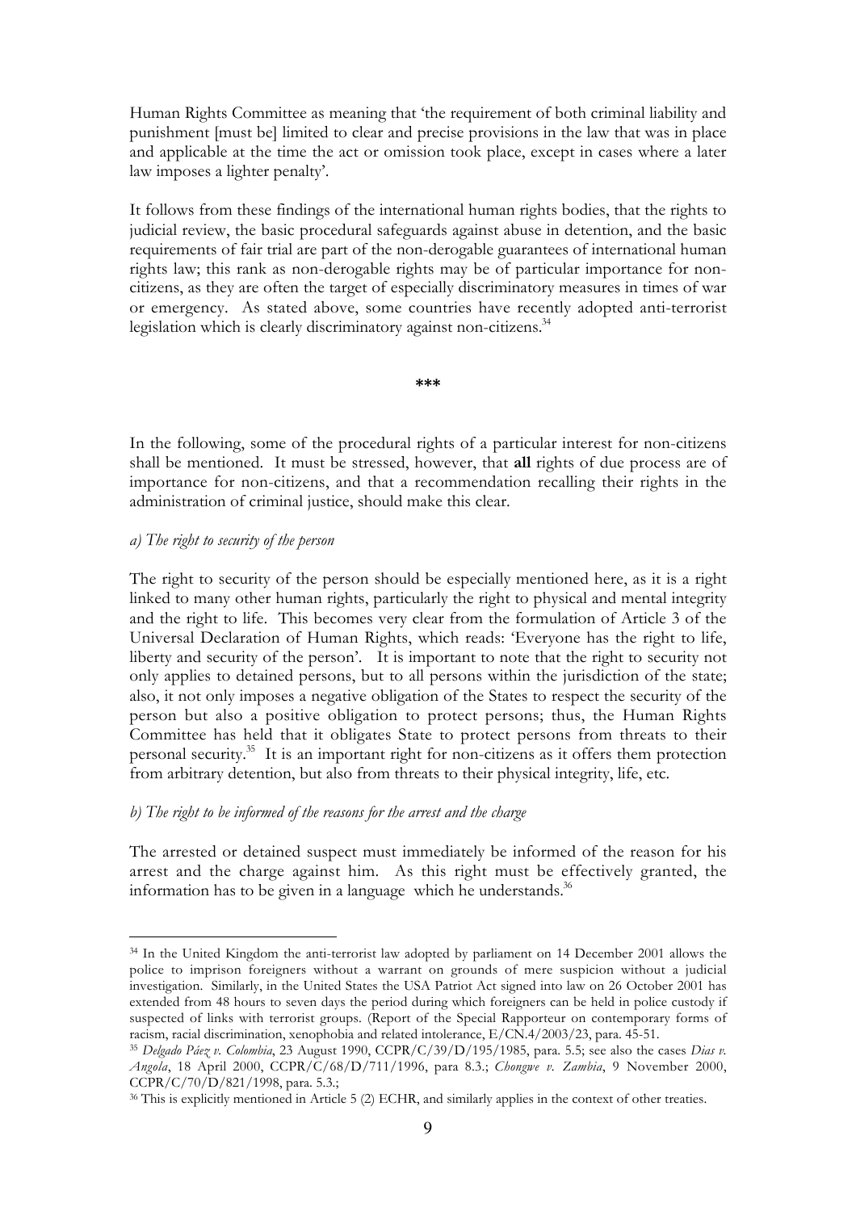Human Rights Committee as meaning that 'the requirement of both criminal liability and punishment [must be] limited to clear and precise provisions in the law that was in place and applicable at the time the act or omission took place, except in cases where a later law imposes a lighter penalty'.

It follows from these findings of the international human rights bodies, that the rights to judicial review, the basic procedural safeguards against abuse in detention, and the basic requirements of fair trial are part of the non-derogable guarantees of international human rights law; this rank as non-derogable rights may be of particular importance for non-citizens, as they are often the target of especially discriminatory measures in times of war or emergency. As stated above, some countries have recently adopted anti-terrorist legislation which is clearly discriminatory against non-citizens.[34]

***

In the following, some of the procedural rights of a particular interest for non-citizens shall be mentioned. It must be stressed, however, that **all** rights of due process are of importance for non-citizens, and that a recommendation recalling their rights in the administration of criminal justice, should make this clear.

*a) The right to security of the person*

The right to security of the person should be especially mentioned here, as it is a right linked to many other human rights, particularly the right to physical and mental integrity and the right to life. This becomes very clear from the formulation of Article 3 of the Universal Declaration of Human Rights, which reads: 'Everyone has the right to life, liberty and security of the person'. It is important to note that the right to security not only applies to detained persons, but to all persons within the jurisdiction of the state; also, it not only imposes a negative obligation of the States to respect the security of the person but also a positive obligation to protect persons; thus, the Human Rights Committee has held that it obligates State to protect persons from threats to their personal security.[35] It is an important right for non-citizens as it offers them protection from arbitrary detention, but also from threats to their physical integrity, life, etc.

*b) The right to be informed of the reasons for the arrest and the charge*

The arrested or detained suspect must immediately be informed of the reason for his arrest and the charge against him. As this right must be effectively granted, the information has to be given in a language which he understands.[36]

---

[34] In the United Kingdom the anti-terrorist law adopted by parliament on 14 December 2001 allows the police to imprison foreigners without a warrant on grounds of mere suspicion without a judicial investigation. Similarly, in the United States the USA Patriot Act signed into law on 26 October 2001 has extended from 48 hours to seven days the period during which foreigners can be held in police custody if suspected of links with terrorist groups. (Report of the Special Rapporteur on contemporary forms of racism, racial discrimination, xenophobia and related intolerance, E/CN.4/2003/23, para. 45-51.

[35] *Delgado Páez v. Colombia*, 23 August 1990, CCPR/C/39/D/195/1985, para. 5.5; see also the cases *Dias v. Angola*, 18 April 2000, CCPR/C/68/D/711/1996, para 8.3.; *Chongwe v. Zambia*, 9 November 2000, CCPR/C/70/D/821/1998, para. 5.3.;

[36] This is explicitly mentioned in Article 5 (2) ECHR, and similarly applies in the context of other treaties.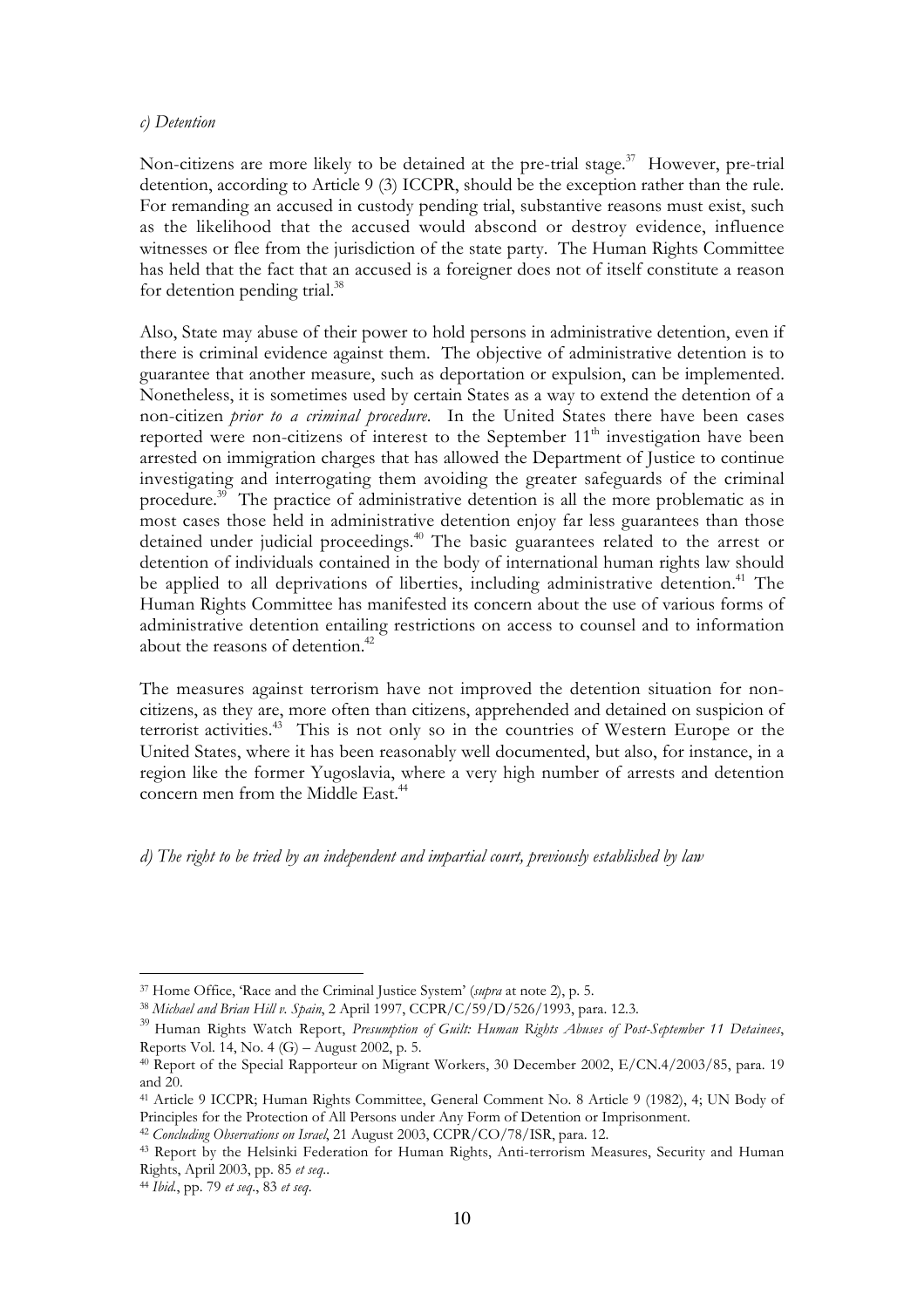*c) Detention*

Non-citizens are more likely to be detained at the pre-trial stage.[37] However, pre-trial detention, according to Article 9 (3) ICCPR, should be the exception rather than the rule. For remanding an accused in custody pending trial, substantive reasons must exist, such as the likelihood that the accused would abscond or destroy evidence, influence witnesses or flee from the jurisdiction of the state party. The Human Rights Committee has held that the fact that an accused is a foreigner does not of itself constitute a reason for detention pending trial.[38]

Also, State may abuse of their power to hold persons in administrative detention, even if there is criminal evidence against them. The objective of administrative detention is to guarantee that another measure, such as deportation or expulsion, can be implemented. Nonetheless, it is sometimes used by certain States as a way to extend the detention of a non-citizen *prior to a criminal procedure*. In the United States there have been cases reported were non-citizens of interest to the September 11[th] investigation have been arrested on immigration charges that has allowed the Department of Justice to continue investigating and interrogating them avoiding the greater safeguards of the criminal procedure.[39] The practice of administrative detention is all the more problematic as in most cases those held in administrative detention enjoy far less guarantees than those detained under judicial proceedings.[40] The basic guarantees related to the arrest or detention of individuals contained in the body of international human rights law should be applied to all deprivations of liberties, including administrative detention.[41] The Human Rights Committee has manifested its concern about the use of various forms of administrative detention entailing restrictions on access to counsel and to information about the reasons of detention.[42]

The measures against terrorism have not improved the detention situation for non-citizens, as they are, more often than citizens, apprehended and detained on suspicion of terrorist activities.[43] This is not only so in the countries of Western Europe or the United States, where it has been reasonably well documented, but also, for instance, in a region like the former Yugoslavia, where a very high number of arrests and detention concern men from the Middle East.[44]

*d) The right to be tried by an independent and impartial court, previously established by law*

---

[37] Home Office, 'Race and the Criminal Justice System' (*supra* at note 2), p. 5.

[38] *Michael and Brian Hill v. Spain*, 2 April 1997, CCPR/C/59/D/526/1993, para. 12.3.

[39] Human Rights Watch Report, *Presumption of Guilt: Human Rights Abuses of Post-September 11 Detainees*, Reports Vol. 14, No. 4 (G) – August 2002, p. 5.

[40] Report of the Special Rapporteur on Migrant Workers, 30 December 2002, E/CN.4/2003/85, para. 19 and 20.

[41] Article 9 ICCPR; Human Rights Committee, General Comment No. 8 Article 9 (1982), 4; UN Body of Principles for the Protection of All Persons under Any Form of Detention or Imprisonment.

[42] *Concluding Observations on Israel*, 21 August 2003, CCPR/CO/78/ISR, para. 12.

[43] Report by the Helsinki Federation for Human Rights, Anti-terrorism Measures, Security and Human Rights, April 2003, pp. 85 *et seq*..

[44] *Ibid*., pp. 79 *et seq*., 83 *et seq*.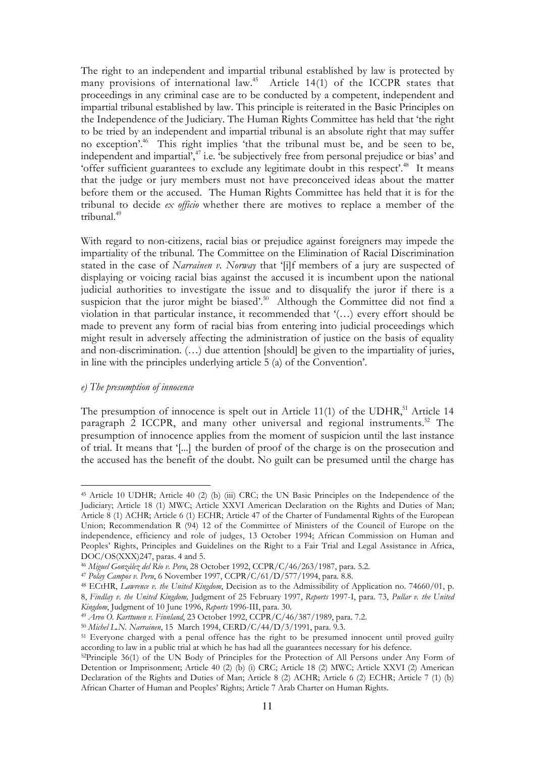The right to an independent and impartial tribunal established by law is protected by many provisions of international law.[45] Article 14(1) of the ICCPR states that proceedings in any criminal case are to be conducted by a competent, independent and impartial tribunal established by law. This principle is reiterated in the Basic Principles on the Independence of the Judiciary. The Human Rights Committee has held that 'the right to be tried by an independent and impartial tribunal is an absolute right that may suffer no exception'.[46] This right implies 'that the tribunal must be, and be seen to be, independent and impartial',[47] i.e. 'be subjectively free from personal prejudice or bias' and 'offer sufficient guarantees to exclude any legitimate doubt in this respect'.[48] It means that the judge or jury members must not have preconceived ideas about the matter before them or the accused. The Human Rights Committee has held that it is for the tribunal to decide *ex officio* whether there are motives to replace a member of the tribunal.[49]

With regard to non-citizens, racial bias or prejudice against foreigners may impede the impartiality of the tribunal. The Committee on the Elimination of Racial Discrimination stated in the case of *Narrainen v. Norway* that '[i]f members of a jury are suspected of displaying or voicing racial bias against the accused it is incumbent upon the national judicial authorities to investigate the issue and to disqualify the juror if there is a suspicion that the juror might be biased'.[50] Although the Committee did not find a violation in that particular instance, it recommended that '(…) every effort should be made to prevent any form of racial bias from entering into judicial proceedings which might result in adversely affecting the administration of justice on the basis of equality and non-discrimination. (…) due attention [should] be given to the impartiality of juries, in line with the principles underlying article 5 (a) of the Convention'.

*e) The presumption of innocence*

The presumption of innocence is spelt out in Article 11(1) of the UDHR,[51] Article 14 paragraph 2 ICCPR, and many other universal and regional instruments.[52] The presumption of innocence applies from the moment of suspicion until the last instance of trial. It means that '[...] the burden of proof of the charge is on the prosecution and the accused has the benefit of the doubt. No guilt can be presumed until the charge has

---

[45] Article 10 UDHR; Article 40 (2) (b) (iii) CRC; the UN Basic Principles on the Independence of the Judiciary; Article 18 (1) MWC; Article XXVI American Declaration on the Rights and Duties of Man; Article 8 (1) ACHR; Article 6 (1) ECHR; Article 47 of the Charter of Fundamental Rights of the European Union; Recommendation R (94) 12 of the Committee of Ministers of the Council of Europe on the independence, efficiency and role of judges, 13 October 1994; African Commission on Human and Peoples' Rights, Principles and Guidelines on the Right to a Fair Trial and Legal Assistance in Africa, DOC/OS(XXX)247, paras. 4 and 5.

[46] *Miguel González del Río v. Peru*, 28 October 1992, CCPR/C/46/263/1987, para. 5.2.

[47] *Polay Campos v. Peru*, 6 November 1997, CCPR/C/61/D/577/1994, para. 8.8.

[48] ECtHR, *Lawrence v. the United Kingdom*, Decision as to the Admissibility of Application no. 74660/01, p. 8, *Findlay v. the United Kingdom,* Judgment of 25 February 1997, *Reports* 1997-I, para. 73, *Pullar v. the United Kingdom*, Judgment of 10 June 1996, *Reports* 1996-III, para. 30.

[49] *Arvo O. Karttunen v. Finnland*, 23 October 1992, CCPR/C/46/387/1989, para. 7.2.

[50] *Michel L.N. Narrainen*, 15 March 1994, CERD/C/44/D/3/1991, para. 9.3.

[51] Everyone charged with a penal offence has the right to be presumed innocent until proved guilty according to law in a public trial at which he has had all the guarantees necessary for his defence.

[52] Principle 36(1) of the UN Body of Principles for the Protection of All Persons under Any Form of Detention or Imprisonment; Article 40 (2) (b) (i) CRC; Article 18 (2) MWC; Article XXVI (2) American Declaration of the Rights and Duties of Man; Article 8 (2) ACHR; Article 6 (2) ECHR; Article 7 (1) (b) African Charter of Human and Peoples' Rights; Article 7 Arab Charter on Human Rights.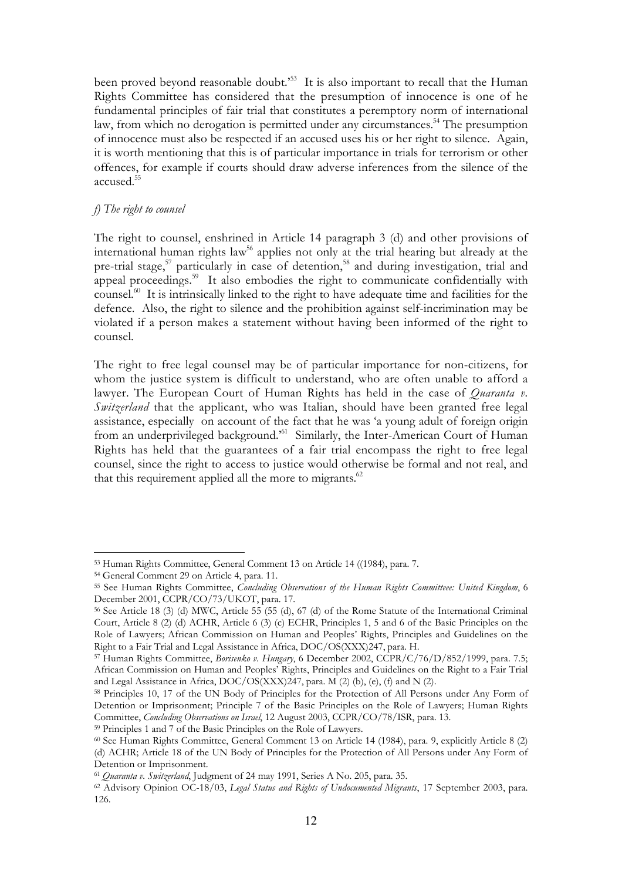been proved beyond reasonable doubt.'[53] It is also important to recall that the Human Rights Committee has considered that the presumption of innocence is one of he fundamental principles of fair trial that constitutes a peremptory norm of international law, from which no derogation is permitted under any circumstances.[54] The presumption of innocence must also be respected if an accused uses his or her right to silence. Again, it is worth mentioning that this is of particular importance in trials for terrorism or other offences, for example if courts should draw adverse inferences from the silence of the accused.[55]

*f) The right to counsel*

The right to counsel, enshrined in Article 14 paragraph 3 (d) and other provisions of international human rights law[56] applies not only at the trial hearing but already at the pre-trial stage,[57] particularly in case of detention,[58] and during investigation, trial and appeal proceedings.[59] It also embodies the right to communicate confidentially with counsel.[60] It is intrinsically linked to the right to have adequate time and facilities for the defence. Also, the right to silence and the prohibition against self-incrimination may be violated if a person makes a statement without having been informed of the right to counsel.

The right to free legal counsel may be of particular importance for non-citizens, for whom the justice system is difficult to understand, who are often unable to afford a lawyer. The European Court of Human Rights has held in the case of *Quaranta v. Switzerland* that the applicant, who was Italian, should have been granted free legal assistance, especially on account of the fact that he was 'a young adult of foreign origin from an underprivileged background.'[61] Similarly, the Inter-American Court of Human Rights has held that the guarantees of a fair trial encompass the right to free legal counsel, since the right to access to justice would otherwise be formal and not real, and that this requirement applied all the more to migrants.[62]

---

[53] Human Rights Committee, General Comment 13 on Article 14 ((1984), para. 7.

[54] General Comment 29 on Article 4, para. 11.

[55] See Human Rights Committee, *Concluding Observations of the Human Rights Committeee: United Kingdom*, 6 December 2001, CCPR/CO/73/UKOT, para. 17.

[56] See Article 18 (3) (d) MWC, Article 55 (55 (d), 67 (d) of the Rome Statute of the International Criminal Court, Article 8 (2) (d) ACHR, Article 6 (3) (c) ECHR, Principles 1, 5 and 6 of the Basic Principles on the Role of Lawyers; African Commission on Human and Peoples' Rights, Principles and Guidelines on the Right to a Fair Trial and Legal Assistance in Africa, DOC/OS(XXX)247, para. H.

[57] Human Rights Committee, *Borisenko v. Hungary*, 6 December 2002, CCPR/C/76/D/852/1999, para. 7.5; African Commission on Human and Peoples' Rights, Principles and Guidelines on the Right to a Fair Trial and Legal Assistance in Africa, DOC/OS(XXX)247, para. M (2) (b), (e), (f) and N (2).

[58] Principles 10, 17 of the UN Body of Principles for the Protection of All Persons under Any Form of Detention or Imprisonment; Principle 7 of the Basic Principles on the Role of Lawyers; Human Rights Committee, *Concluding Observations on Israel*, 12 August 2003, CCPR/CO/78/ISR, para. 13.

[59] Principles 1 and 7 of the Basic Principles on the Role of Lawyers.

[60] See Human Rights Committee, General Comment 13 on Article 14 (1984), para. 9, explicitly Article 8 (2) (d) ACHR; Article 18 of the UN Body of Principles for the Protection of All Persons under Any Form of Detention or Imprisonment.

[61] *Quaranta v. Switzerland*, Judgment of 24 may 1991, Series A No. 205, para. 35.

[62] Advisory Opinion OC-18/03, *Legal Status and Rights of Undocumented Migrants*, 17 September 2003, para. 126.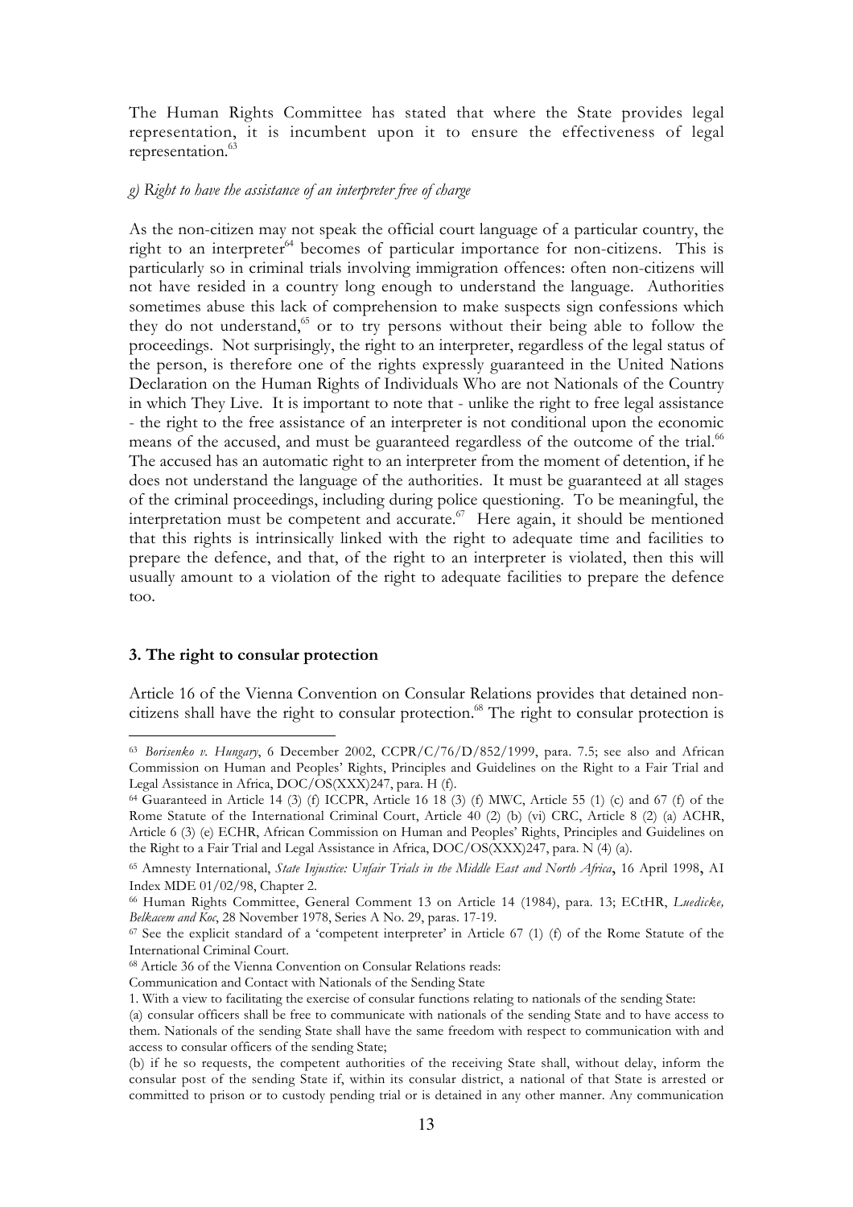The Human Rights Committee has stated that where the State provides legal representation, it is incumbent upon it to ensure the effectiveness of legal representation.[63]

*g) Right to have the assistance of an interpreter free of charge*

As the non-citizen may not speak the official court language of a particular country, the right to an interpreter[64] becomes of particular importance for non-citizens. This is particularly so in criminal trials involving immigration offences: often non-citizens will not have resided in a country long enough to understand the language. Authorities sometimes abuse this lack of comprehension to make suspects sign confessions which they do not understand,[65] or to try persons without their being able to follow the proceedings. Not surprisingly, the right to an interpreter, regardless of the legal status of the person, is therefore one of the rights expressly guaranteed in the United Nations Declaration on the Human Rights of Individuals Who are not Nationals of the Country in which They Live. It is important to note that - unlike the right to free legal assistance - the right to the free assistance of an interpreter is not conditional upon the economic means of the accused, and must be guaranteed regardless of the outcome of the trial.[66] The accused has an automatic right to an interpreter from the moment of detention, if he does not understand the language of the authorities. It must be guaranteed at all stages of the criminal proceedings, including during police questioning. To be meaningful, the interpretation must be competent and accurate.[67] Here again, it should be mentioned that this rights is intrinsically linked with the right to adequate time and facilities to prepare the defence, and that, of the right to an interpreter is violated, then this will usually amount to a violation of the right to adequate facilities to prepare the defence too.

### 3. The right to consular protection

Article 16 of the Vienna Convention on Consular Relations provides that detained non-citizens shall have the right to consular protection.[68] The right to consular protection is

---

[63] *Borisenko v. Hungary*, 6 December 2002, CCPR/C/76/D/852/1999, para. 7.5; see also and African Commission on Human and Peoples' Rights, Principles and Guidelines on the Right to a Fair Trial and Legal Assistance in Africa, DOC/OS(XXX)247, para. H (f).

[64] Guaranteed in Article 14 (3) (f) ICCPR, Article 16 18 (3) (f) MWC, Article 55 (1) (c) and 67 (f) of the Rome Statute of the International Criminal Court, Article 40 (2) (b) (vi) CRC, Article 8 (2) (a) ACHR, Article 6 (3) (e) ECHR, African Commission on Human and Peoples' Rights, Principles and Guidelines on the Right to a Fair Trial and Legal Assistance in Africa, DOC/OS(XXX)247, para. N (4) (a).

[65] Amnesty International, *State Injustice: Unfair Trials in the Middle East and North Africa*, 16 April 1998, AI Index MDE 01/02/98, Chapter 2.

[66] Human Rights Committee, General Comment 13 on Article 14 (1984), para. 13; ECtHR, *Luedicke, Belkacem and Koc*, 28 November 1978, Series A No. 29, paras. 17-19.

[67] See the explicit standard of a 'competent interpreter' in Article 67 (1) (f) of the Rome Statute of the International Criminal Court.

[68] Article 36 of the Vienna Convention on Consular Relations reads:
Communication and Contact with Nationals of the Sending State
1. With a view to facilitating the exercise of consular functions relating to nationals of the sending State:
(a) consular officers shall be free to communicate with nationals of the sending State and to have access to them. Nationals of the sending State shall have the same freedom with respect to communication with and access to consular officers of the sending State;
(b) if he so requests, the competent authorities of the receiving State shall, without delay, inform the consular post of the sending State if, within its consular district, a national of that State is arrested or committed to prison or to custody pending trial or is detained in any other manner. Any communication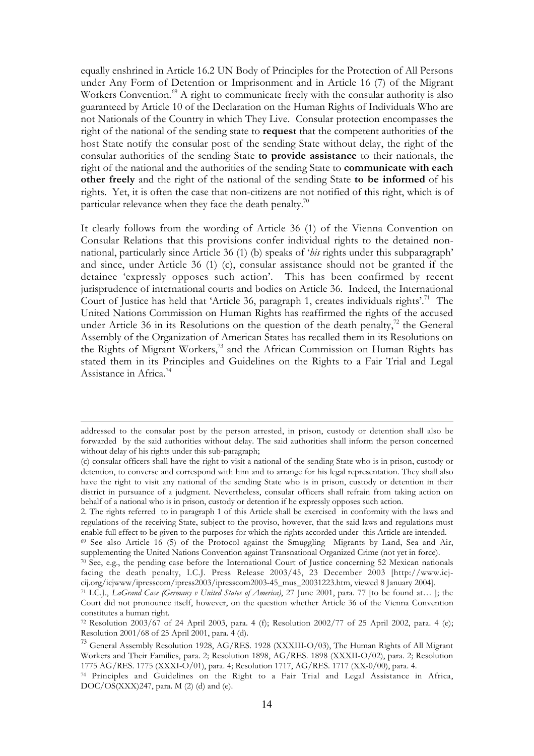equally enshrined in Article 16.2 UN Body of Principles for the Protection of All Persons under Any Form of Detention or Imprisonment and in Article 16 (7) of the Migrant Workers Convention.[69] A right to communicate freely with the consular authority is also guaranteed by Article 10 of the Declaration on the Human Rights of Individuals Who are not Nationals of the Country in which They Live. Consular protection encompasses the right of the national of the sending state to **request** that the competent authorities of the host State notify the consular post of the sending State without delay, the right of the consular authorities of the sending State **to provide assistance** to their nationals, the right of the national and the authorities of the sending State to **communicate with each other freely** and the right of the national of the sending State **to be informed** of his rights. Yet, it is often the case that non-citizens are not notified of this right, which is of particular relevance when they face the death penalty.[70]

It clearly follows from the wording of Article 36 (1) of the Vienna Convention on Consular Relations that this provisions confer individual rights to the detained non-national, particularly since Article 36 (1) (b) speaks of '*his* rights under this subparagraph' and since, under Article 36 (1) (c), consular assistance should not be granted if the detainee 'expressly opposes such action'. This has been confirmed by recent jurisprudence of international courts and bodies on Article 36. Indeed, the International Court of Justice has held that 'Article 36, paragraph 1, creates individuals rights'.[71] The United Nations Commission on Human Rights has reaffirmed the rights of the accused under Article 36 in its Resolutions on the question of the death penalty,[72] the General Assembly of the Organization of American States has recalled them in its Resolutions on the Rights of Migrant Workers,[73] and the African Commission on Human Rights has stated them in its Principles and Guidelines on the Rights to a Fair Trial and Legal Assistance in Africa.[74]

---

addressed to the consular post by the person arrested, in prison, custody or detention shall also be forwarded by the said authorities without delay. The said authorities shall inform the person concerned without delay of his rights under this sub-paragraph;

(c) consular officers shall have the right to visit a national of the sending State who is in prison, custody or detention, to converse and correspond with him and to arrange for his legal representation. They shall also have the right to visit any national of the sending State who is in prison, custody or detention in their district in pursuance of a judgment. Nevertheless, consular officers shall refrain from taking action on behalf of a national who is in prison, custody or detention if he expressly opposes such action.

2. The rights referred to in paragraph 1 of this Article shall be exercised in conformity with the laws and regulations of the receiving State, subject to the proviso, however, that the said laws and regulations must enable full effect to be given to the purposes for which the rights accorded under this Article are intended.

[69] See also Article 16 (5) of the Protocol against the Smuggling Migrants by Land, Sea and Air, supplementing the United Nations Convention against Transnational Organized Crime (not yet in force).

[70] See, e.g., the pending case before the International Court of Justice concerning 52 Mexican nationals facing the death penalty, I.C.J. Press Release 2003/45, 23 December 2003 [http://www.icj-cij.org/icjwww/ipresscom/ipress2003/ipresscom2003-45_mus_20031223.htm, viewed 8 January 2004].

[71] I.C.J., *LaGrand Case (Germany v United States of America)*, 27 June 2001, para. 77 [to be found at… ]; the Court did not pronounce itself, however, on the question whether Article 36 of the Vienna Convention constitutes a human right.

[72] Resolution 2003/67 of 24 April 2003, para. 4 (f); Resolution 2002/77 of 25 April 2002, para. 4 (e); Resolution 2001/68 of 25 April 2001, para. 4 (d).

[73] General Assembly Resolution 1928, AG/RES. 1928 (XXXIII-O/03), The Human Rights of All Migrant Workers and Their Families, para. 2; Resolution 1898, AG/RES. 1898 (XXXII-O/02), para. 2; Resolution 1775 AG/RES. 1775 (XXXI-O/01), para. 4; Resolution 1717, AG/RES. 1717 (XX-0/00), para. 4.

[74] Principles and Guidelines on the Right to a Fair Trial and Legal Assistance in Africa, DOC/OS(XXX)247, para. M (2) (d) and (e).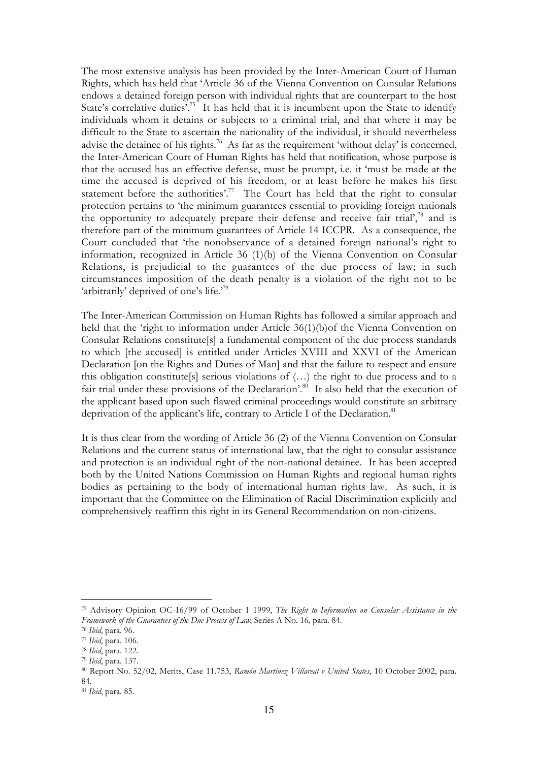The most extensive analysis has been provided by the Inter-American Court of Human Rights, which has held that 'Article 36 of the Vienna Convention on Consular Relations endows a detained foreign person with individual rights that are counterpart to the host State's correlative duties'.[75] It has held that it is incumbent upon the State to identify individuals whom it detains or subjects to a criminal trial, and that where it may be difficult to the State to ascertain the nationality of the individual, it should nevertheless advise the detainee of his rights.[76] As far as the requirement 'without delay' is concerned, the Inter-American Court of Human Rights has held that notification, whose purpose is that the accused has an effective defense, must be prompt, i.e. it 'must be made at the time the accused is deprived of his freedom, or at least before he makes his first statement before the authorities'.[77] The Court has held that the right to consular protection pertains to 'the minimum guarantees essential to providing foreign nationals the opportunity to adequately prepare their defense and receive fair trial',[78] and is therefore part of the minimum guarantees of Article 14 ICCPR. As a consequence, the Court concluded that 'the nonobservance of a detained foreign national's right to information, recognized in Article 36 (1)(b) of the Vienna Convention on Consular Relations, is prejudicial to the guarantees of the due process of law; in such circumstances imposition of the death penalty is a violation of the right not to be 'arbitrarily' deprived of one's life.'[79]

The Inter-American Commission on Human Rights has followed a similar approach and held that the 'right to information under Article 36(1)(b)of the Vienna Convention on Consular Relations constitute[s] a fundamental component of the due process standards to which [the accused] is entitled under Articles XVIII and XXVI of the American Declaration [on the Rights and Duties of Man] and that the failure to respect and ensure this obligation constitute[s] serious violations of (…) the right to due process and to a fair trial under these provisions of the Declaration'.[80] It also held that the execution of the applicant based upon such flawed criminal proceedings would constitute an arbitrary deprivation of the applicant's life, contrary to Article I of the Declaration.[81]

It is thus clear from the wording of Article 36 (2) of the Vienna Convention on Consular Relations and the current status of international law, that the right to consular assistance and protection is an individual right of the non-national detainee. It has been accepted both by the United Nations Commission on Human Rights and regional human rights bodies as pertaining to the body of international human rights law. As such, it is important that the Committee on the Elimination of Racial Discrimination explicitly and comprehensively reaffirm this right in its General Recommendation on non-citizens.

---

[75] Advisory Opinion OC-16/99 of October 1 1999, *The Right to Information on Consular Assistance in the Framework of the Guarantees of the Due Process of Law*, Series A No. 16, para. 84.

[76] *Ibid*, para. 96.

[77] *Ibid*, para. 106.

[78] *Ibid*, para. 122.

[79] *Ibid*, para. 137.

[80] Report No. 52/02, Merits, Case 11.753, *Ramón Martínez Villareal v United States*, 10 October 2002, para. 84.

[81] *Ibid*, para. 85.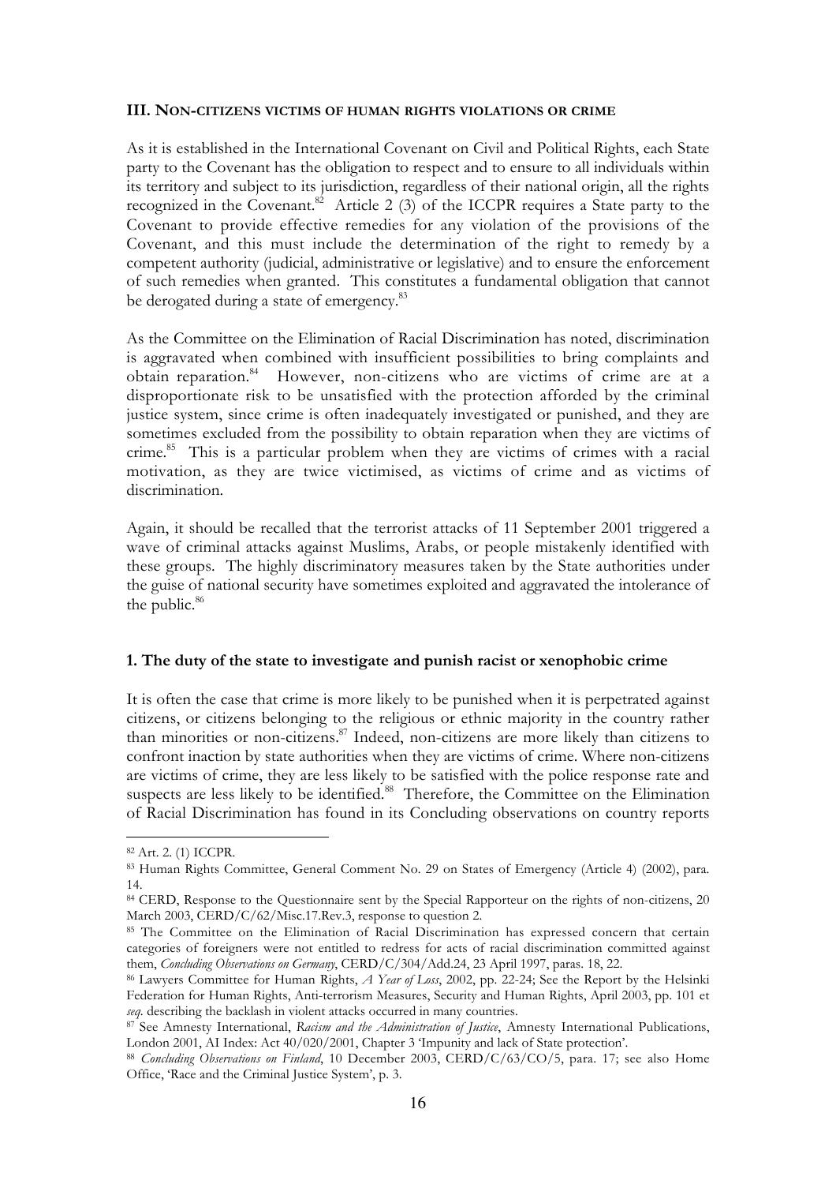### III. NON-CITIZENS VICTIMS OF HUMAN RIGHTS VIOLATIONS OR CRIME

As it is established in the International Covenant on Civil and Political Rights, each State party to the Covenant has the obligation to respect and to ensure to all individuals within its territory and subject to its jurisdiction, regardless of their national origin, all the rights recognized in the Covenant.[82] Article 2 (3) of the ICCPR requires a State party to the Covenant to provide effective remedies for any violation of the provisions of the Covenant, and this must include the determination of the right to remedy by a competent authority (judicial, administrative or legislative) and to ensure the enforcement of such remedies when granted. This constitutes a fundamental obligation that cannot be derogated during a state of emergency.[83]

As the Committee on the Elimination of Racial Discrimination has noted, discrimination is aggravated when combined with insufficient possibilities to bring complaints and obtain reparation.[84] However, non-citizens who are victims of crime are at a disproportionate risk to be unsatisfied with the protection afforded by the criminal justice system, since crime is often inadequately investigated or punished, and they are sometimes excluded from the possibility to obtain reparation when they are victims of crime.[85] This is a particular problem when they are victims of crimes with a racial motivation, as they are twice victimised, as victims of crime and as victims of discrimination.

Again, it should be recalled that the terrorist attacks of 11 September 2001 triggered a wave of criminal attacks against Muslims, Arabs, or people mistakenly identified with these groups. The highly discriminatory measures taken by the State authorities under the guise of national security have sometimes exploited and aggravated the intolerance of the public.[86]

#### 1. The duty of the state to investigate and punish racist or xenophobic crime

It is often the case that crime is more likely to be punished when it is perpetrated against citizens, or citizens belonging to the religious or ethnic majority in the country rather than minorities or non-citizens.[87] Indeed, non-citizens are more likely than citizens to confront inaction by state authorities when they are victims of crime. Where non-citizens are victims of crime, they are less likely to be satisfied with the police response rate and suspects are less likely to be identified.[88] Therefore, the Committee on the Elimination of Racial Discrimination has found in its Concluding observations on country reports

---

[82] Art. 2. (1) ICCPR.

[83] Human Rights Committee, General Comment No. 29 on States of Emergency (Article 4) (2002), para. 14.

[84] CERD, Response to the Questionnaire sent by the Special Rapporteur on the rights of non-citizens, 20 March 2003, CERD/C/62/Misc.17.Rev.3, response to question 2.

[85] The Committee on the Elimination of Racial Discrimination has expressed concern that certain categories of foreigners were not entitled to redress for acts of racial discrimination committed against them, *Concluding Observations on Germany*, CERD/C/304/Add.24, 23 April 1997, paras. 18, 22.

[86] Lawyers Committee for Human Rights, *A Year of Loss*, 2002, pp. 22-24; See the Report by the Helsinki Federation for Human Rights, Anti-terrorism Measures, Security and Human Rights, April 2003, pp. 101 et *seq*. describing the backlash in violent attacks occurred in many countries.

[87] See Amnesty International, *Racism and the Administration of Justice*, Amnesty International Publications, London 2001, AI Index: Act 40/020/2001, Chapter 3 'Impunity and lack of State protection'.

[88] *Concluding Observations on Finland*, 10 December 2003, CERD/C/63/CO/5, para. 17; see also Home Office, 'Race and the Criminal Justice System', p. 3.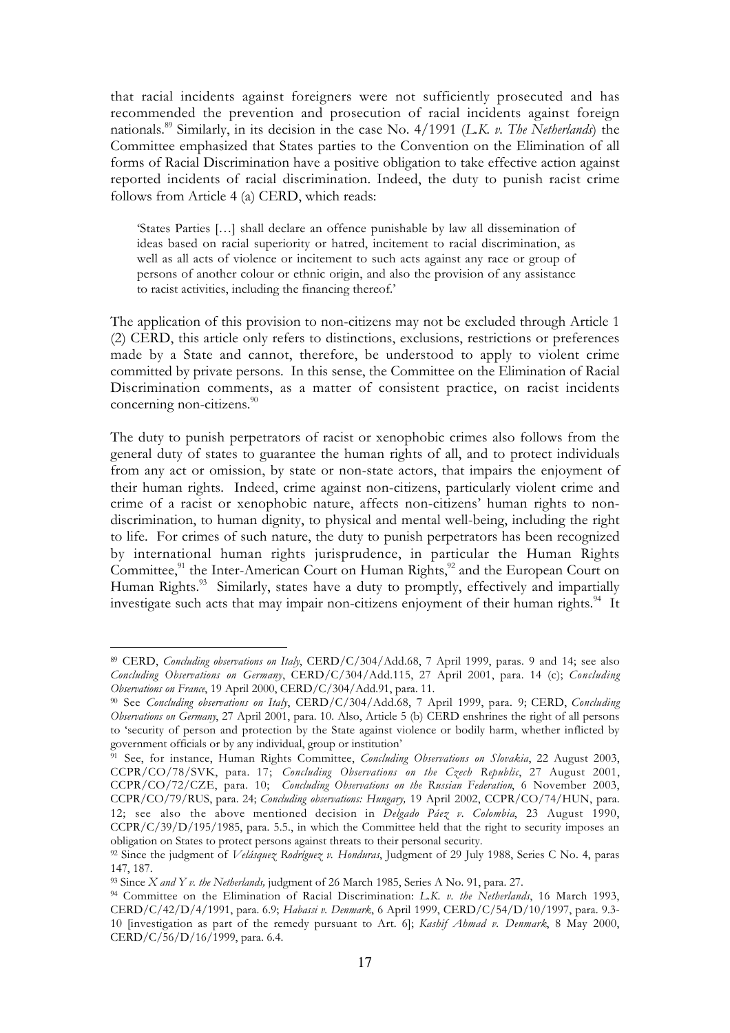that racial incidents against foreigners were not sufficiently prosecuted and has recommended the prevention and prosecution of racial incidents against foreign nationals.[89] Similarly, in its decision in the case No. 4/1991 (*L.K. v. The Netherlands*) the Committee emphasized that States parties to the Convention on the Elimination of all forms of Racial Discrimination have a positive obligation to take effective action against reported incidents of racial discrimination. Indeed, the duty to punish racist crime follows from Article 4 (a) CERD, which reads:

> 'States Parties […] shall declare an offence punishable by law all dissemination of ideas based on racial superiority or hatred, incitement to racial discrimination, as well as all acts of violence or incitement to such acts against any race or group of persons of another colour or ethnic origin, and also the provision of any assistance to racist activities, including the financing thereof.'

The application of this provision to non-citizens may not be excluded through Article 1 (2) CERD, this article only refers to distinctions, exclusions, restrictions or preferences made by a State and cannot, therefore, be understood to apply to violent crime committed by private persons. In this sense, the Committee on the Elimination of Racial Discrimination comments, as a matter of consistent practice, on racist incidents concerning non-citizens.[90]

The duty to punish perpetrators of racist or xenophobic crimes also follows from the general duty of states to guarantee the human rights of all, and to protect individuals from any act or omission, by state or non-state actors, that impairs the enjoyment of their human rights. Indeed, crime against non-citizens, particularly violent crime and crime of a racist or xenophobic nature, affects non-citizens' human rights to non-discrimination, to human dignity, to physical and mental well-being, including the right to life. For crimes of such nature, the duty to punish perpetrators has been recognized by international human rights jurisprudence, in particular the Human Rights Committee,[91] the Inter-American Court on Human Rights,[92] and the European Court on Human Rights.[93] Similarly, states have a duty to promptly, effectively and impartially investigate such acts that may impair non-citizens enjoyment of their human rights.[94] It

---

[89] CERD, *Concluding observations on Italy*, CERD/C/304/Add.68, 7 April 1999, paras. 9 and 14; see also *Concluding Observations on Germany*, CERD/C/304/Add.115, 27 April 2001, para. 14 (c); *Concluding Observations on France*, 19 April 2000, CERD/C/304/Add.91, para. 11.

[90] See *Concluding observations on Italy*, CERD/C/304/Add.68, 7 April 1999, para. 9; CERD, *Concluding Observations on Germany*, 27 April 2001, para. 10. Also, Article 5 (b) CERD enshrines the right of all persons to 'security of person and protection by the State against violence or bodily harm, whether inflicted by government officials or by any individual, group or institution'

[91] See, for instance, Human Rights Committee, *Concluding Observations on Slovakia*, 22 August 2003, CCPR/CO/78/SVK, para. 17; *Concluding Observations on the Czech Republic*, 27 August 2001, CCPR/CO/72/CZE, para. 10; *Concluding Observations on the Russian Federation*, 6 November 2003, CCPR/CO/79/RUS, para. 24; *Concluding observations: Hungary,* 19 April 2002, CCPR/CO/74/HUN, para. 12; see also the above mentioned decision in *Delgado Páez v. Colombia*, 23 August 1990, CCPR/C/39/D/195/1985, para. 5.5., in which the Committee held that the right to security imposes an obligation on States to protect persons against threats to their personal security.

[92] Since the judgment of *Velásquez Rodríguez v. Honduras*, Judgment of 29 July 1988, Series C No. 4, paras 147, 187.

[93] Since *X and Y v. the Netherlands,* judgment of 26 March 1985, Series A No. 91, para. 27.

[94] Committee on the Elimination of Racial Discrimination: *L.K. v. the Netherlands*, 16 March 1993, CERD/C/42/D/4/1991, para. 6.9; *Habassi v. Denmark*, 6 April 1999, CERD/C/54/D/10/1997, para. 9.3-10 [investigation as part of the remedy pursuant to Art. 6]; *Kashif Ahmad v. Denmark*, 8 May 2000, CERD/C/56/D/16/1999, para. 6.4.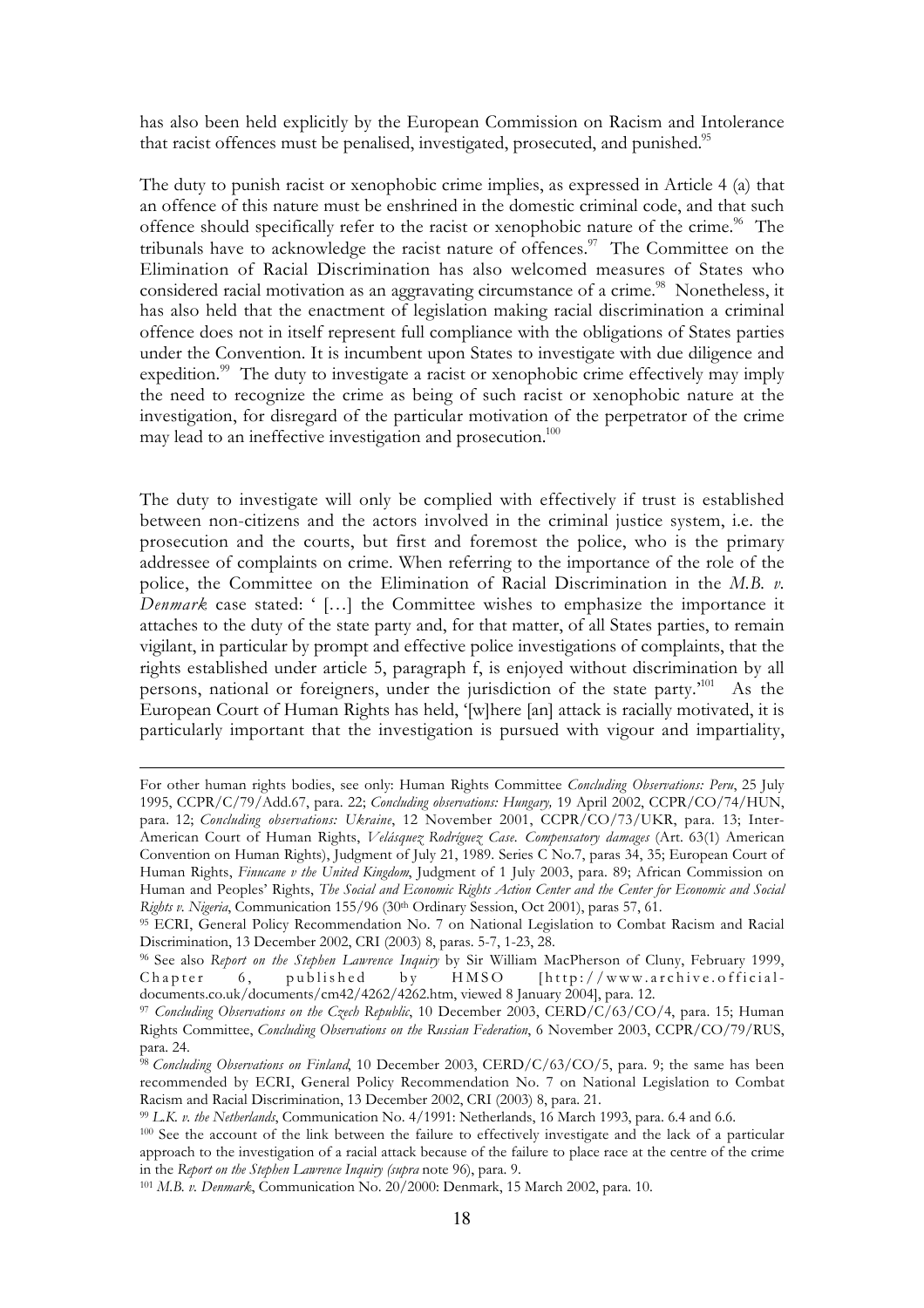has also been held explicitly by the European Commission on Racism and Intolerance that racist offences must be penalised, investigated, prosecuted, and punished.[95]

The duty to punish racist or xenophobic crime implies, as expressed in Article 4 (a) that an offence of this nature must be enshrined in the domestic criminal code, and that such offence should specifically refer to the racist or xenophobic nature of the crime.[96] The tribunals have to acknowledge the racist nature of offences.[97] The Committee on the Elimination of Racial Discrimination has also welcomed measures of States who considered racial motivation as an aggravating circumstance of a crime.[98] Nonetheless, it has also held that the enactment of legislation making racial discrimination a criminal offence does not in itself represent full compliance with the obligations of States parties under the Convention. It is incumbent upon States to investigate with due diligence and expedition.[99] The duty to investigate a racist or xenophobic crime effectively may imply the need to recognize the crime as being of such racist or xenophobic nature at the investigation, for disregard of the particular motivation of the perpetrator of the crime may lead to an ineffective investigation and prosecution.[100]

The duty to investigate will only be complied with effectively if trust is established between non-citizens and the actors involved in the criminal justice system, i.e. the prosecution and the courts, but first and foremost the police, who is the primary addressee of complaints on crime. When referring to the importance of the role of the police, the Committee on the Elimination of Racial Discrimination in the *M.B. v. Denmark* case stated: ' […] the Committee wishes to emphasize the importance it attaches to the duty of the state party and, for that matter, of all States parties, to remain vigilant, in particular by prompt and effective police investigations of complaints, that the rights established under article 5, paragraph f, is enjoyed without discrimination by all persons, national or foreigners, under the jurisdiction of the state party.'[101] As the European Court of Human Rights has held, '[w]here [an] attack is racially motivated, it is particularly important that the investigation is pursued with vigour and impartiality,

---

For other human rights bodies, see only: Human Rights Committee *Concluding Observations: Peru*, 25 July 1995, CCPR/C/79/Add.67, para. 22; *Concluding observations: Hungary,* 19 April 2002, CCPR/CO/74/HUN, para. 12; *Concluding observations: Ukraine*, 12 November 2001, CCPR/CO/73/UKR, para. 13; Inter-American Court of Human Rights, *Velásquez Rodríguez Case. Compensatory damages* (Art. 63(1) American Convention on Human Rights), Judgment of July 21, 1989. Series C No.7, paras 34, 35; European Court of Human Rights, *Finucane v the United Kingdom*, Judgment of 1 July 2003, para. 89; African Commission on Human and Peoples' Rights, *The Social and Economic Rights Action Center and the Center for Economic and Social Rights v. Nigeria*, Communication 155/96 (30th Ordinary Session, Oct 2001), paras 57, 61.

[95] ECRI, General Policy Recommendation No. 7 on National Legislation to Combat Racism and Racial Discrimination, 13 December 2002, CRI (2003) 8, paras. 5-7, 1-23, 28.

[96] See also *Report on the Stephen Lawrence Inquiry* by Sir William MacPherson of Cluny, February 1999, Chapter 6, published by HMSO [http://www.archive.official-documents.co.uk/documents/cm42/4262/4262.htm, viewed 8 January 2004], para. 12.

[97] *Concluding Observations on the Czech Republic*, 10 December 2003, CERD/C/63/CO/4, para. 15; Human Rights Committee, *Concluding Observations on the Russian Federation*, 6 November 2003, CCPR/CO/79/RUS, para. 24.

[98] *Concluding Observations on Finland*, 10 December 2003, CERD/C/63/CO/5, para. 9; the same has been recommended by ECRI, General Policy Recommendation No. 7 on National Legislation to Combat Racism and Racial Discrimination, 13 December 2002, CRI (2003) 8, para. 21.

[99] *L.K. v. the Netherlands*, Communication No. 4/1991: Netherlands, 16 March 1993, para. 6.4 and 6.6.

[100] See the account of the link between the failure to effectively investigate and the lack of a particular approach to the investigation of a racial attack because of the failure to place race at the centre of the crime in the *Report on the Stephen Lawrence Inquiry (supra* note 96), para. 9.

[101] *M.B. v. Denmark*, Communication No. 20/2000: Denmark, 15 March 2002, para. 10.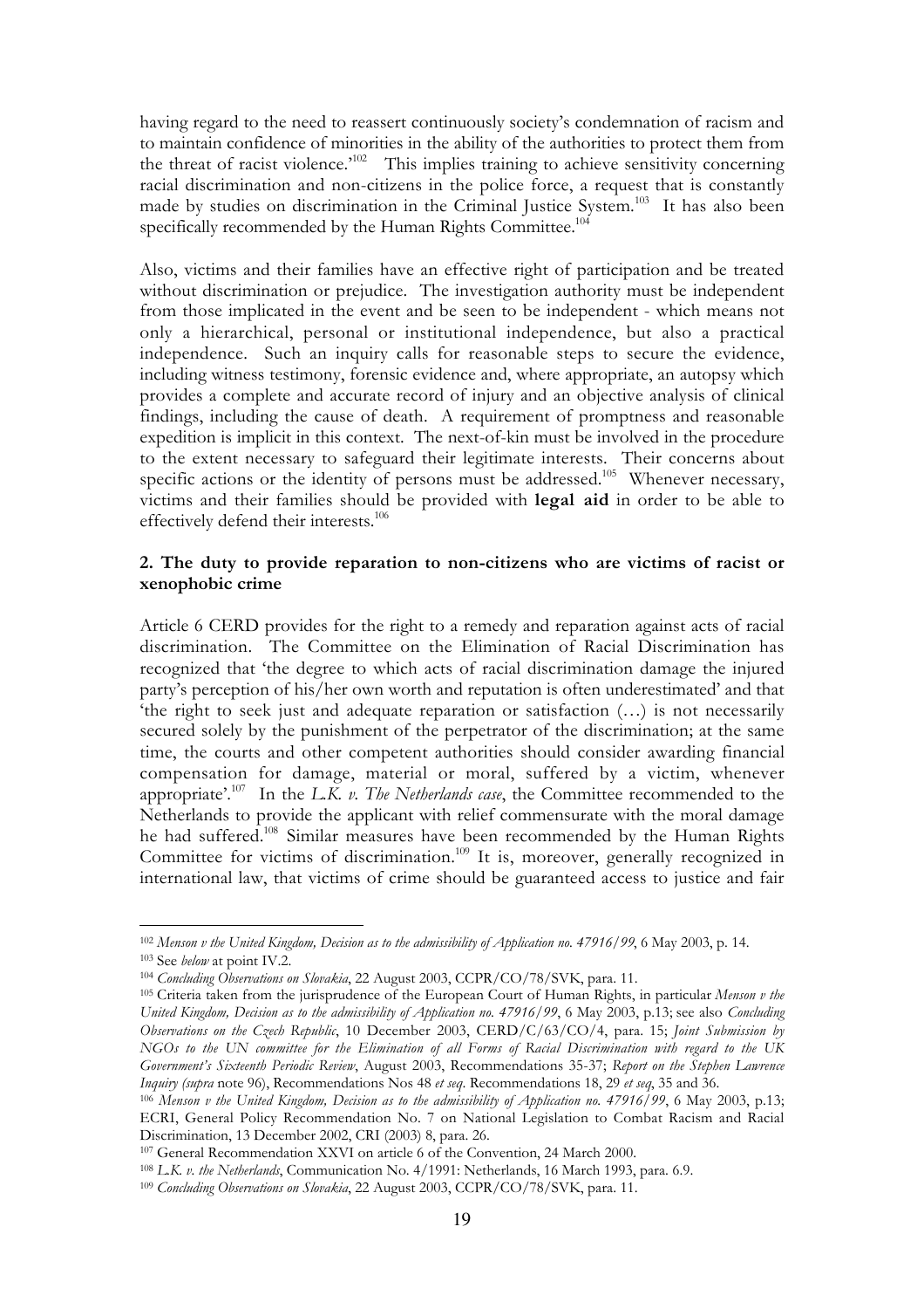having regard to the need to reassert continuously society's condemnation of racism and to maintain confidence of minorities in the ability of the authorities to protect them from the threat of racist violence.'[102] This implies training to achieve sensitivity concerning racial discrimination and non-citizens in the police force, a request that is constantly made by studies on discrimination in the Criminal Justice System.[103] It has also been specifically recommended by the Human Rights Committee.[104]

Also, victims and their families have an effective right of participation and be treated without discrimination or prejudice. The investigation authority must be independent from those implicated in the event and be seen to be independent - which means not only a hierarchical, personal or institutional independence, but also a practical independence. Such an inquiry calls for reasonable steps to secure the evidence, including witness testimony, forensic evidence and, where appropriate, an autopsy which provides a complete and accurate record of injury and an objective analysis of clinical findings, including the cause of death. A requirement of promptness and reasonable expedition is implicit in this context. The next-of-kin must be involved in the procedure to the extent necessary to safeguard their legitimate interests. Their concerns about specific actions or the identity of persons must be addressed.[105] Whenever necessary, victims and their families should be provided with **legal aid** in order to be able to effectively defend their interests.[106]

### 2. The duty to provide reparation to non-citizens who are victims of racist or xenophobic crime

Article 6 CERD provides for the right to a remedy and reparation against acts of racial discrimination. The Committee on the Elimination of Racial Discrimination has recognized that 'the degree to which acts of racial discrimination damage the injured party's perception of his/her own worth and reputation is often underestimated' and that 'the right to seek just and adequate reparation or satisfaction (…) is not necessarily secured solely by the punishment of the perpetrator of the discrimination; at the same time, the courts and other competent authorities should consider awarding financial compensation for damage, material or moral, suffered by a victim, whenever appropriate'.[107] In the *L.K. v. The Netherlands case*, the Committee recommended to the Netherlands to provide the applicant with relief commensurate with the moral damage he had suffered.[108] Similar measures have been recommended by the Human Rights Committee for victims of discrimination.[109] It is, moreover, generally recognized in international law, that victims of crime should be guaranteed access to justice and fair

---

[102] *Menson v the United Kingdom, Decision as to the admissibility of Application no. 47916/99*, 6 May 2003, p. 14.

[103] See *below* at point IV.2.

[104] *Concluding Observations on Slovakia*, 22 August 2003, CCPR/CO/78/SVK, para. 11.

[105] Criteria taken from the jurisprudence of the European Court of Human Rights, in particular *Menson v the United Kingdom, Decision as to the admissibility of Application no. 47916/99*, 6 May 2003, p.13; see also *Concluding Observations on the Czech Republic*, 10 December 2003, CERD/C/63/CO/4, para. 15; *Joint Submission by NGOs to the UN committee for the Elimination of all Forms of Racial Discrimination with regard to the UK Government's Sixteenth Periodic Review*, August 2003, Recommendations 35-37; *Report on the Stephen Lawrence Inquiry (supra* note 96), Recommendations Nos 48 *et seq*. Recommendations 18, 29 *et seq*, 35 and 36.

[106] *Menson v the United Kingdom, Decision as to the admissibility of Application no. 47916/99*, 6 May 2003, p.13; ECRI, General Policy Recommendation No. 7 on National Legislation to Combat Racism and Racial Discrimination, 13 December 2002, CRI (2003) 8, para. 26.

[107] General Recommendation XXVI on article 6 of the Convention, 24 March 2000.

[108] *L.K. v. the Netherlands*, Communication No. 4/1991: Netherlands, 16 March 1993, para. 6.9.

[109] *Concluding Observations on Slovakia*, 22 August 2003, CCPR/CO/78/SVK, para. 11.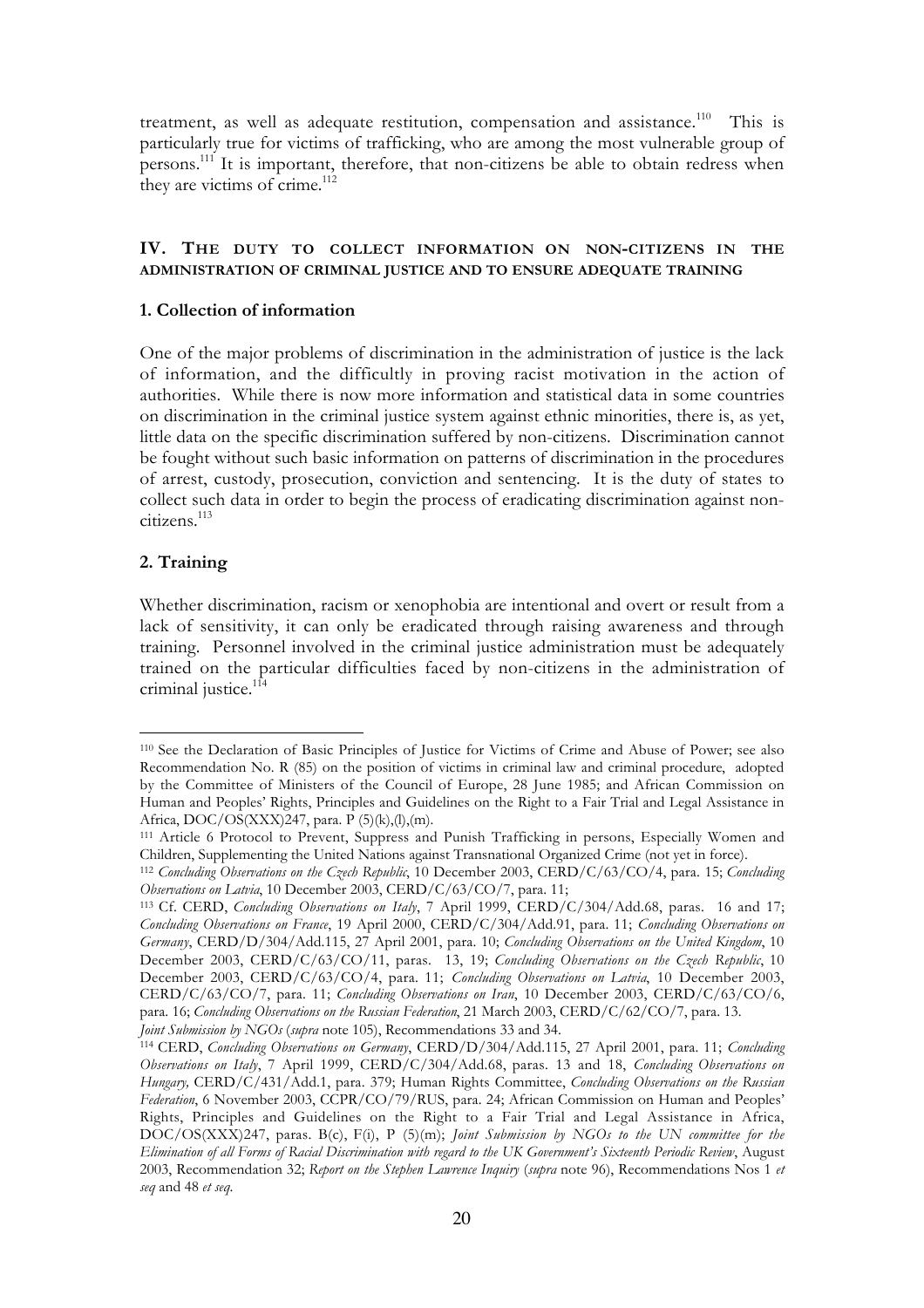treatment, as well as adequate restitution, compensation and assistance.[110] This is particularly true for victims of trafficking, who are among the most vulnerable group of persons.[111] It is important, therefore, that non-citizens be able to obtain redress when they are victims of crime.[112]

## IV. THE DUTY TO COLLECT INFORMATION ON NON-CITIZENS IN THE ADMINISTRATION OF CRIMINAL JUSTICE AND TO ENSURE ADEQUATE TRAINING

### 1. Collection of information

One of the major problems of discrimination in the administration of justice is the lack of information, and the difficultly in proving racist motivation in the action of authorities. While there is now more information and statistical data in some countries on discrimination in the criminal justice system against ethnic minorities, there is, as yet, little data on the specific discrimination suffered by non-citizens. Discrimination cannot be fought without such basic information on patterns of discrimination in the procedures of arrest, custody, prosecution, conviction and sentencing. It is the duty of states to collect such data in order to begin the process of eradicating discrimination against non-citizens.[113]

### 2. Training

Whether discrimination, racism or xenophobia are intentional and overt or result from a lack of sensitivity, it can only be eradicated through raising awareness and through training. Personnel involved in the criminal justice administration must be adequately trained on the particular difficulties faced by non-citizens in the administration of criminal justice.[114]

---

[110] See the Declaration of Basic Principles of Justice for Victims of Crime and Abuse of Power; see also Recommendation No. R (85) on the position of victims in criminal law and criminal procedure, adopted by the Committee of Ministers of the Council of Europe, 28 June 1985; and African Commission on Human and Peoples' Rights, Principles and Guidelines on the Right to a Fair Trial and Legal Assistance in Africa, DOC/OS(XXX)247, para. P (5)(k),(l),(m).

[111] Article 6 Protocol to Prevent, Suppress and Punish Trafficking in persons, Especially Women and Children, Supplementing the United Nations against Transnational Organized Crime (not yet in force).

[112] *Concluding Observations on the Czech Republic*, 10 December 2003, CERD/C/63/CO/4, para. 15; *Concluding Observations on Latvia*, 10 December 2003, CERD/C/63/CO/7, para. 11;

[113] Cf. CERD, *Concluding Observations on Italy*, 7 April 1999, CERD/C/304/Add.68, paras. 16 and 17; *Concluding Observations on France*, 19 April 2000, CERD/C/304/Add.91, para. 11; *Concluding Observations on Germany*, CERD/D/304/Add.115, 27 April 2001, para. 10; *Concluding Observations on the United Kingdom*, 10 December 2003, CERD/C/63/CO/11, paras. 13, 19; *Concluding Observations on the Czech Republic*, 10 December 2003, CERD/C/63/CO/4, para. 11; *Concluding Observations on Latvia*, 10 December 2003, CERD/C/63/CO/7, para. 11; *Concluding Observations on Iran*, 10 December 2003, CERD/C/63/CO/6, para. 16; *Concluding Observations on the Russian Federation*, 21 March 2003, CERD/C/62/CO/7, para. 13. *Joint Submission by NGOs* (*supra* note 105), Recommendations 33 and 34.

[114] CERD, *Concluding Observations on Germany*, CERD/D/304/Add.115, 27 April 2001, para. 11; *Concluding Observations on Italy*, 7 April 1999, CERD/C/304/Add.68, paras. 13 and 18, *Concluding Observations on Hungary,* CERD/C/431/Add.1, para. 379; Human Rights Committee, *Concluding Observations on the Russian Federation*, 6 November 2003, CCPR/CO/79/RUS, para. 24; African Commission on Human and Peoples' Rights, Principles and Guidelines on the Right to a Fair Trial and Legal Assistance in Africa, DOC/OS(XXX)247, paras. B(c), F(i), P (5)(m); *Joint Submission by NGOs to the UN committee for the Elimination of all Forms of Racial Discrimination with regard to the UK Government's Sixteenth Periodic Review*, August 2003, Recommendation 32; *Report on the Stephen Lawrence Inquiry* (*supra* note 96), Recommendations Nos 1 *et seq* and 48 *et seq*.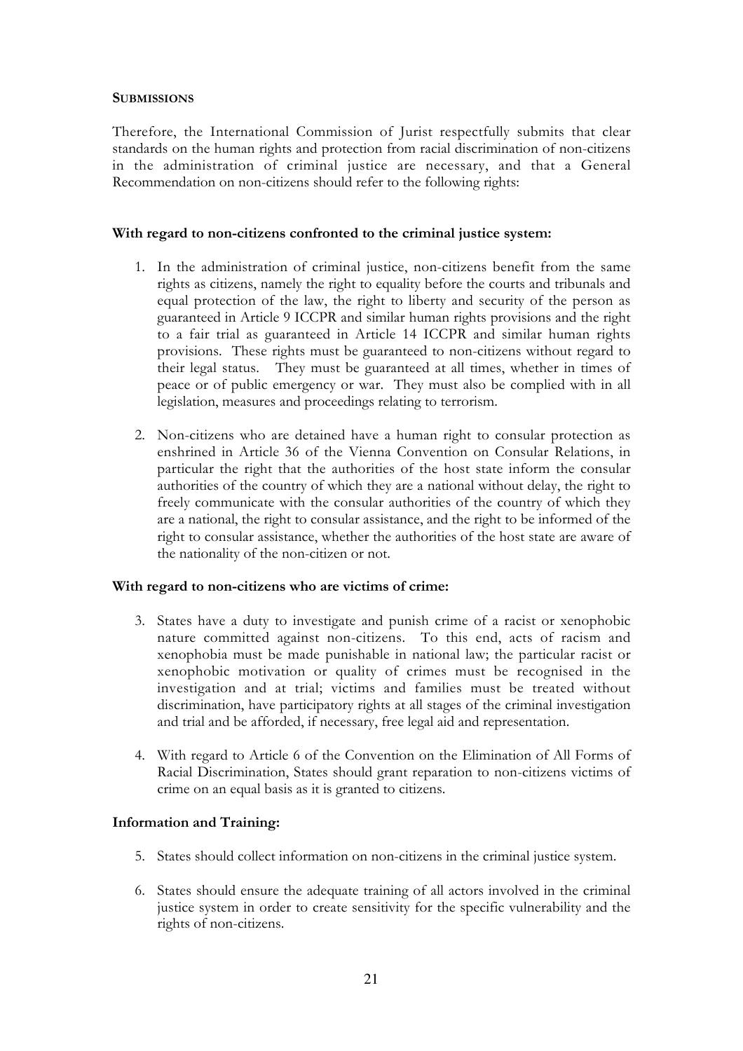**SUBMISSIONS**

Therefore, the International Commission of Jurist respectfully submits that clear standards on the human rights and protection from racial discrimination of non-citizens in the administration of criminal justice are necessary, and that a General Recommendation on non-citizens should refer to the following rights:

**With regard to non-citizens confronted to the criminal justice system:**

1. In the administration of criminal justice, non-citizens benefit from the same rights as citizens, namely the right to equality before the courts and tribunals and equal protection of the law, the right to liberty and security of the person as guaranteed in Article 9 ICCPR and similar human rights provisions and the right to a fair trial as guaranteed in Article 14 ICCPR and similar human rights provisions. These rights must be guaranteed to non-citizens without regard to their legal status. They must be guaranteed at all times, whether in times of peace or of public emergency or war. They must also be complied with in all legislation, measures and proceedings relating to terrorism.

2. Non-citizens who are detained have a human right to consular protection as enshrined in Article 36 of the Vienna Convention on Consular Relations, in particular the right that the authorities of the host state inform the consular authorities of the country of which they are a national without delay, the right to freely communicate with the consular authorities of the country of which they are a national, the right to consular assistance, and the right to be informed of the right to consular assistance, whether the authorities of the host state are aware of the nationality of the non-citizen or not.

**With regard to non-citizens who are victims of crime:**

3. States have a duty to investigate and punish crime of a racist or xenophobic nature committed against non-citizens. To this end, acts of racism and xenophobia must be made punishable in national law; the particular racist or xenophobic motivation or quality of crimes must be recognised in the investigation and at trial; victims and families must be treated without discrimination, have participatory rights at all stages of the criminal investigation and trial and be afforded, if necessary, free legal aid and representation.

4. With regard to Article 6 of the Convention on the Elimination of All Forms of Racial Discrimination, States should grant reparation to non-citizens victims of crime on an equal basis as it is granted to citizens.

**Information and Training:**

5. States should collect information on non-citizens in the criminal justice system.

6. States should ensure the adequate training of all actors involved in the criminal justice system in order to create sensitivity for the specific vulnerability and the rights of non-citizens.